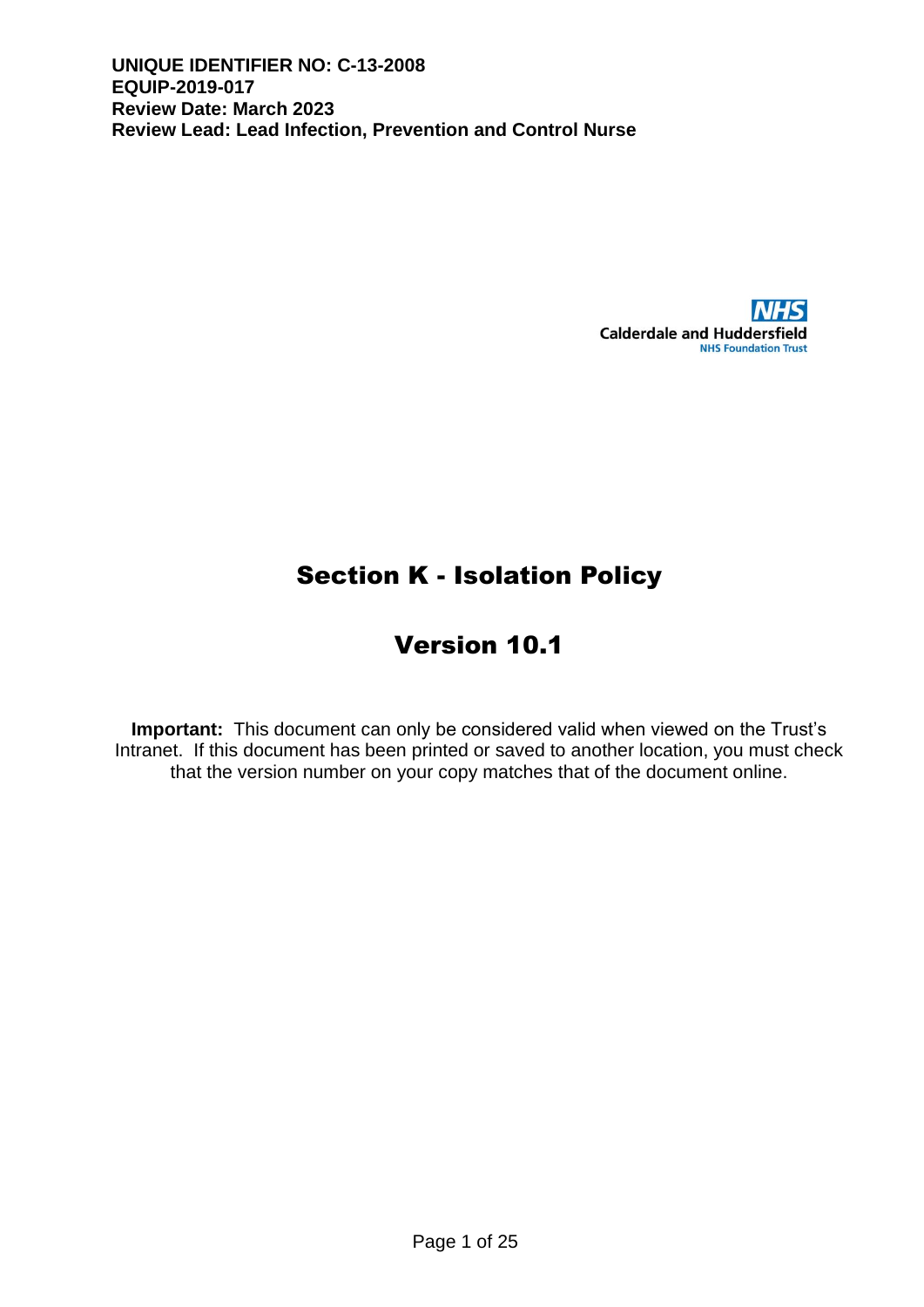**UNIQUE IDENTIFIER NO: C-13-2008**
**EQUIP-2019-017**
**Review Date: March 2023**
**Review Lead: Lead Infection, Prevention and Control Nurse**

NHS
Calderdale and Huddersfield
NHS Foundation Trust

# Section K - Isolation Policy

## Version 10.1

**Important:** This document can only be considered valid when viewed on the Trust's Intranet. If this document has been printed or saved to another location, you must check that the version number on your copy matches that of the document online.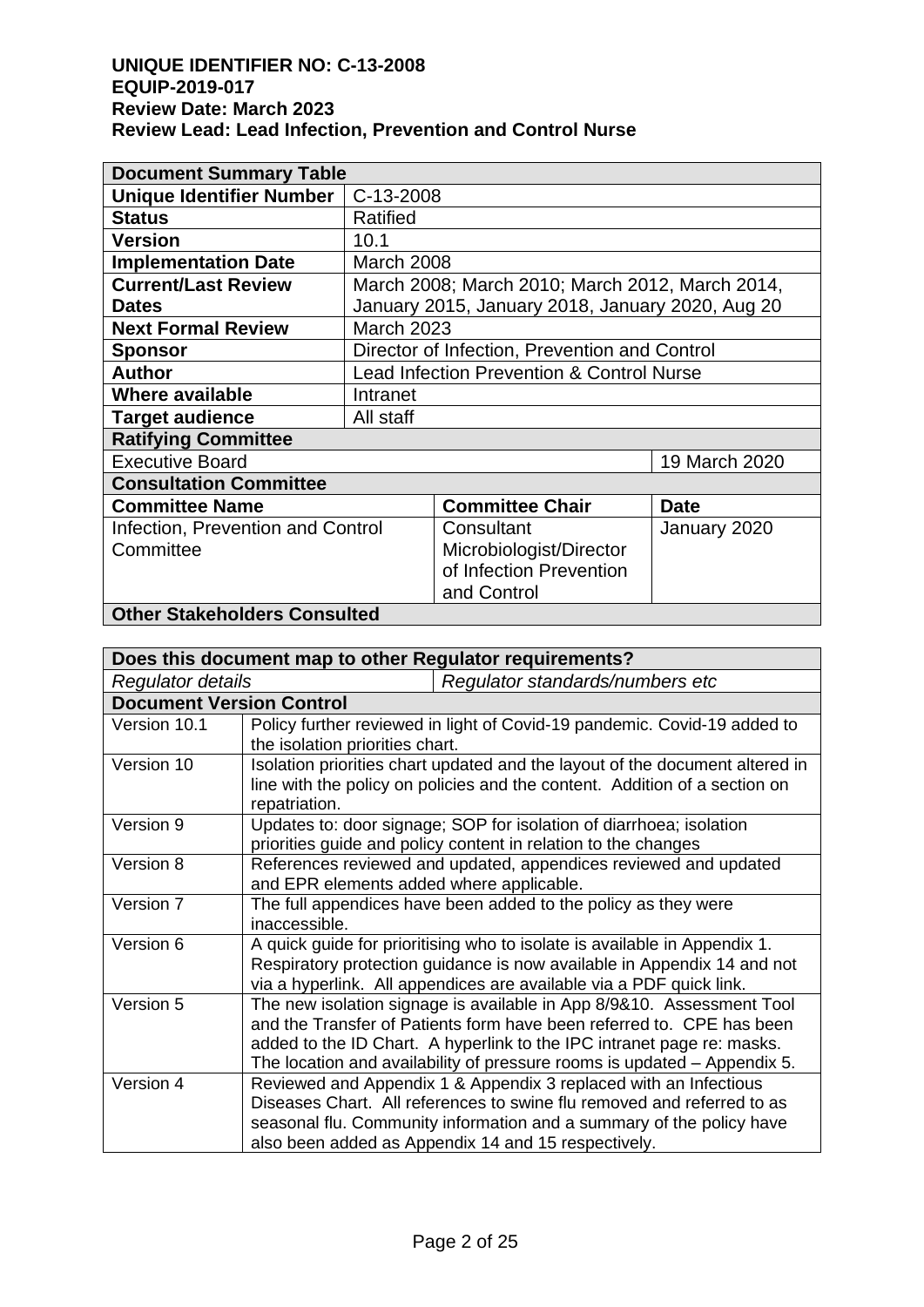**UNIQUE IDENTIFIER NO: C-13-2008**
**EQUIP-2019-017**
**Review Date: March 2023**
**Review Lead: Lead Infection, Prevention and Control Nurse**

| **Document Summary Table** | | | |
|---|---|---|---|
| **Unique Identifier Number** | C-13-2008 | | |
| **Status** | Ratified | | |
| **Version** | 10.1 | | |
| **Implementation Date** | March 2008 | | |
| **Current/Last Review Dates** | March 2008; March 2010; March 2012, March 2014, January 2015, January 2018, January 2020, Aug 20 | | |
| **Next Formal Review** | March 2023 | | |
| **Sponsor** | Director of Infection, Prevention and Control | | |
| **Author** | Lead Infection Prevention & Control Nurse | | |
| **Where available** | Intranet | | |
| **Target audience** | All staff | | |
| **Ratifying Committee** | | | |
| Executive Board | | | 19 March 2020 |
| **Consultation Committee** | | | |
| **Committee Name** | | **Committee Chair** | **Date** |
| Infection, Prevention and Control Committee | | Consultant Microbiologist/Director of Infection Prevention and Control | January 2020 |
| **Other Stakeholders Consulted** | | | |

| **Does this document map to other Regulator requirements?** | |
|---|---|
| *Regulator details* | *Regulator standards/numbers etc* |

| **Document Version Control** | |
|---|---|
| Version 10.1 | Policy further reviewed in light of Covid-19 pandemic. Covid-19 added to the isolation priorities chart. |
| Version 10 | Isolation priorities chart updated and the layout of the document altered in line with the policy on policies and the content. Addition of a section on repatriation. |
| Version 9 | Updates to: door signage; SOP for isolation of diarrhoea; isolation priorities guide and policy content in relation to the changes |
| Version 8 | References reviewed and updated, appendices reviewed and updated and EPR elements added where applicable. |
| Version 7 | The full appendices have been added to the policy as they were inaccessible. |
| Version 6 | A quick guide for prioritising who to isolate is available in Appendix 1. Respiratory protection guidance is now available in Appendix 14 and not via a hyperlink. All appendices are available via a PDF quick link. |
| Version 5 | The new isolation signage is available in App 8/9&10. Assessment Tool and the Transfer of Patients form have been referred to. CPE has been added to the ID Chart. A hyperlink to the IPC intranet page re: masks. The location and availability of pressure rooms is updated – Appendix 5. |
| Version 4 | Reviewed and Appendix 1 & Appendix 3 replaced with an Infectious Diseases Chart. All references to swine flu removed and referred to as seasonal flu. Community information and a summary of the policy have also been added as Appendix 14 and 15 respectively. |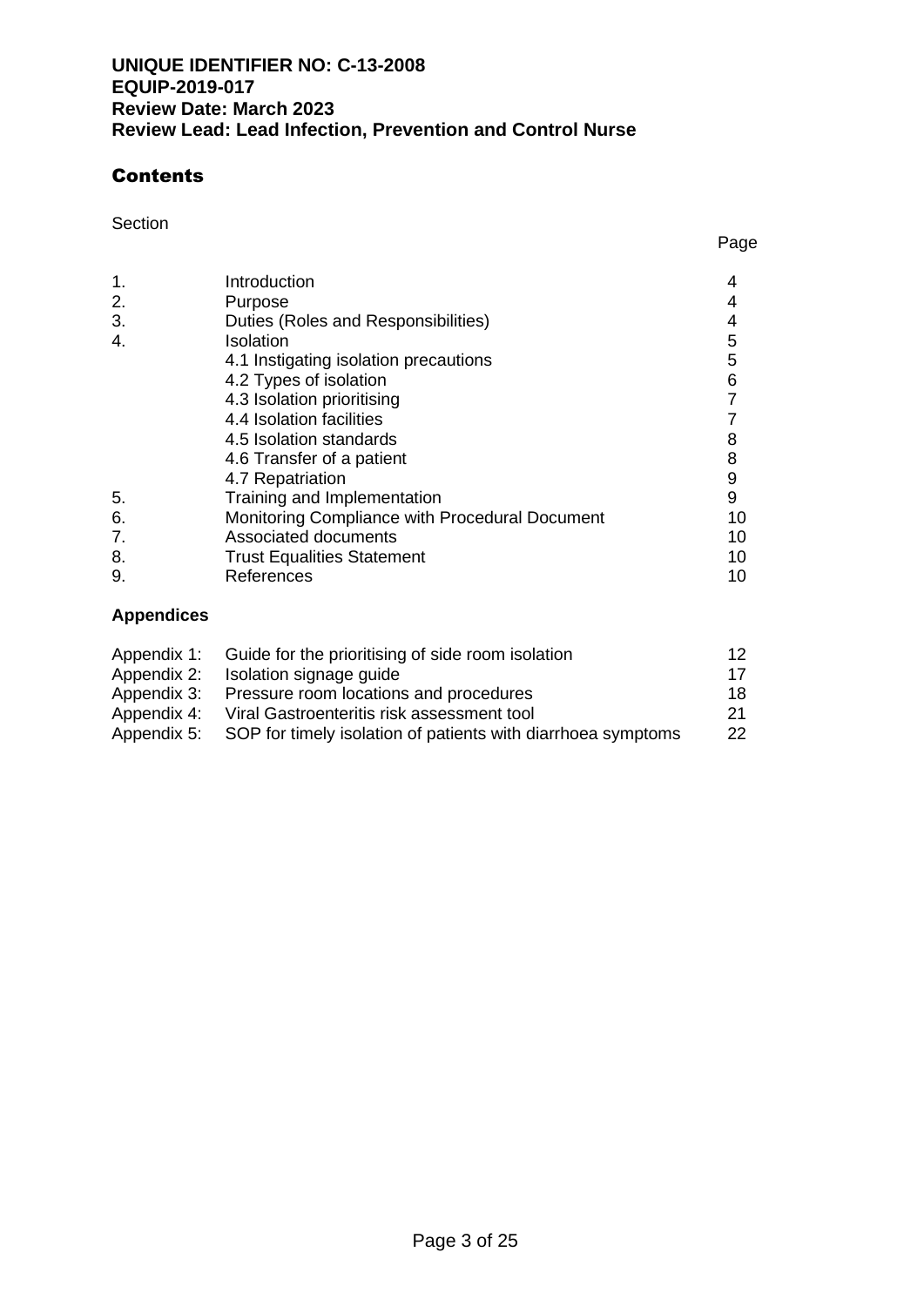**UNIQUE IDENTIFIER NO: C-13-2008**
**EQUIP-2019-017**
**Review Date: March 2023**
**Review Lead: Lead Infection, Prevention and Control Nurse**

## Contents

| Section | | Page |
|---|---|---|
| 1. | Introduction | 4 |
| 2. | Purpose | 4 |
| 3. | Duties (Roles and Responsibilities) | 4 |
| 4. | Isolation | 5 |
| | 4.1 Instigating isolation precautions | 5 |
| | 4.2 Types of isolation | 6 |
| | 4.3 Isolation prioritising | 7 |
| | 4.4 Isolation facilities | 7 |
| | 4.5 Isolation standards | 8 |
| | 4.6 Transfer of a patient | 8 |
| | 4.7 Repatriation | 9 |
| 5. | Training and Implementation | 9 |
| 6. | Monitoring Compliance with Procedural Document | 10 |
| 7. | Associated documents | 10 |
| 8. | Trust Equalities Statement | 10 |
| 9. | References | 10 |

**Appendices**

| | | |
|---|---|---|
| Appendix 1: | Guide for the prioritising of side room isolation | 12 |
| Appendix 2: | Isolation signage guide | 17 |
| Appendix 3: | Pressure room locations and procedures | 18 |
| Appendix 4: | Viral Gastroenteritis risk assessment tool | 21 |
| Appendix 5: | SOP for timely isolation of patients with diarrhoea symptoms | 22 |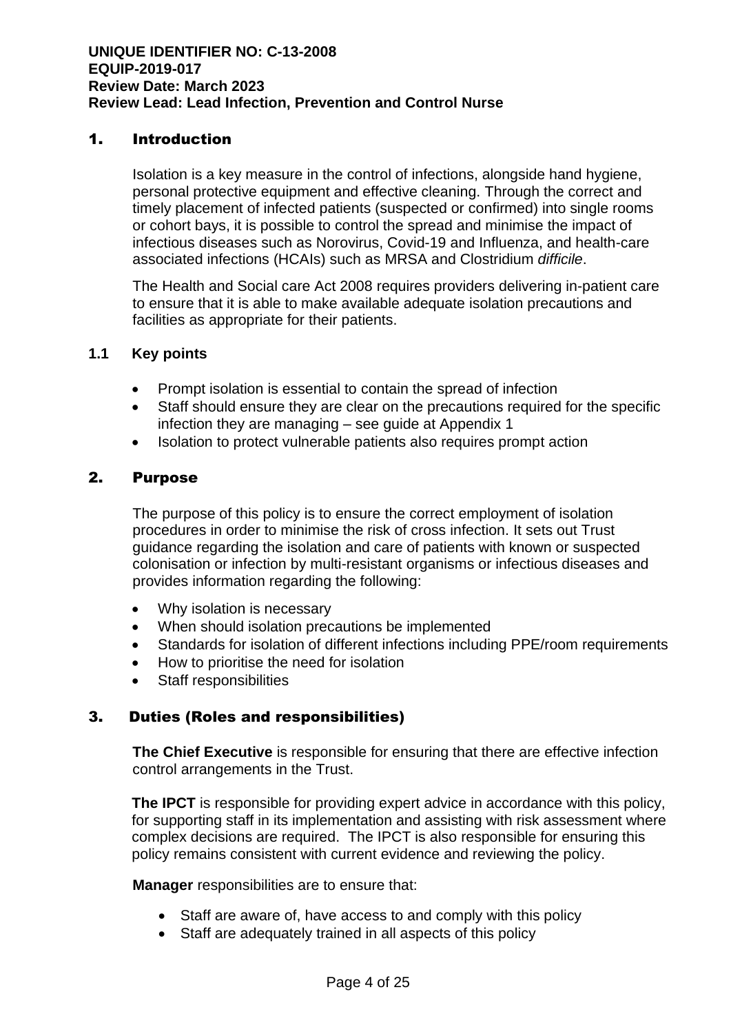**UNIQUE IDENTIFIER NO: C-13-2008**
**EQUIP-2019-017**
**Review Date: March 2023**
**Review Lead: Lead Infection, Prevention and Control Nurse**

## 1. Introduction

Isolation is a key measure in the control of infections, alongside hand hygiene, personal protective equipment and effective cleaning. Through the correct and timely placement of infected patients (suspected or confirmed) into single rooms or cohort bays, it is possible to control the spread and minimise the impact of infectious diseases such as Norovirus, Covid-19 and Influenza, and health-care associated infections (HCAIs) such as MRSA and Clostridium *difficile*.

The Health and Social care Act 2008 requires providers delivering in-patient care to ensure that it is able to make available adequate isolation precautions and facilities as appropriate for their patients.

### 1.1 Key points

- Prompt isolation is essential to contain the spread of infection
- Staff should ensure they are clear on the precautions required for the specific infection they are managing – see guide at Appendix 1
- Isolation to protect vulnerable patients also requires prompt action

## 2. Purpose

The purpose of this policy is to ensure the correct employment of isolation procedures in order to minimise the risk of cross infection. It sets out Trust guidance regarding the isolation and care of patients with known or suspected colonisation or infection by multi-resistant organisms or infectious diseases and provides information regarding the following:

- Why isolation is necessary
- When should isolation precautions be implemented
- Standards for isolation of different infections including PPE/room requirements
- How to prioritise the need for isolation
- Staff responsibilities

## 3. Duties (Roles and responsibilities)

**The Chief Executive** is responsible for ensuring that there are effective infection control arrangements in the Trust.

**The IPCT** is responsible for providing expert advice in accordance with this policy, for supporting staff in its implementation and assisting with risk assessment where complex decisions are required. The IPCT is also responsible for ensuring this policy remains consistent with current evidence and reviewing the policy.

**Manager** responsibilities are to ensure that:

- Staff are aware of, have access to and comply with this policy
- Staff are adequately trained in all aspects of this policy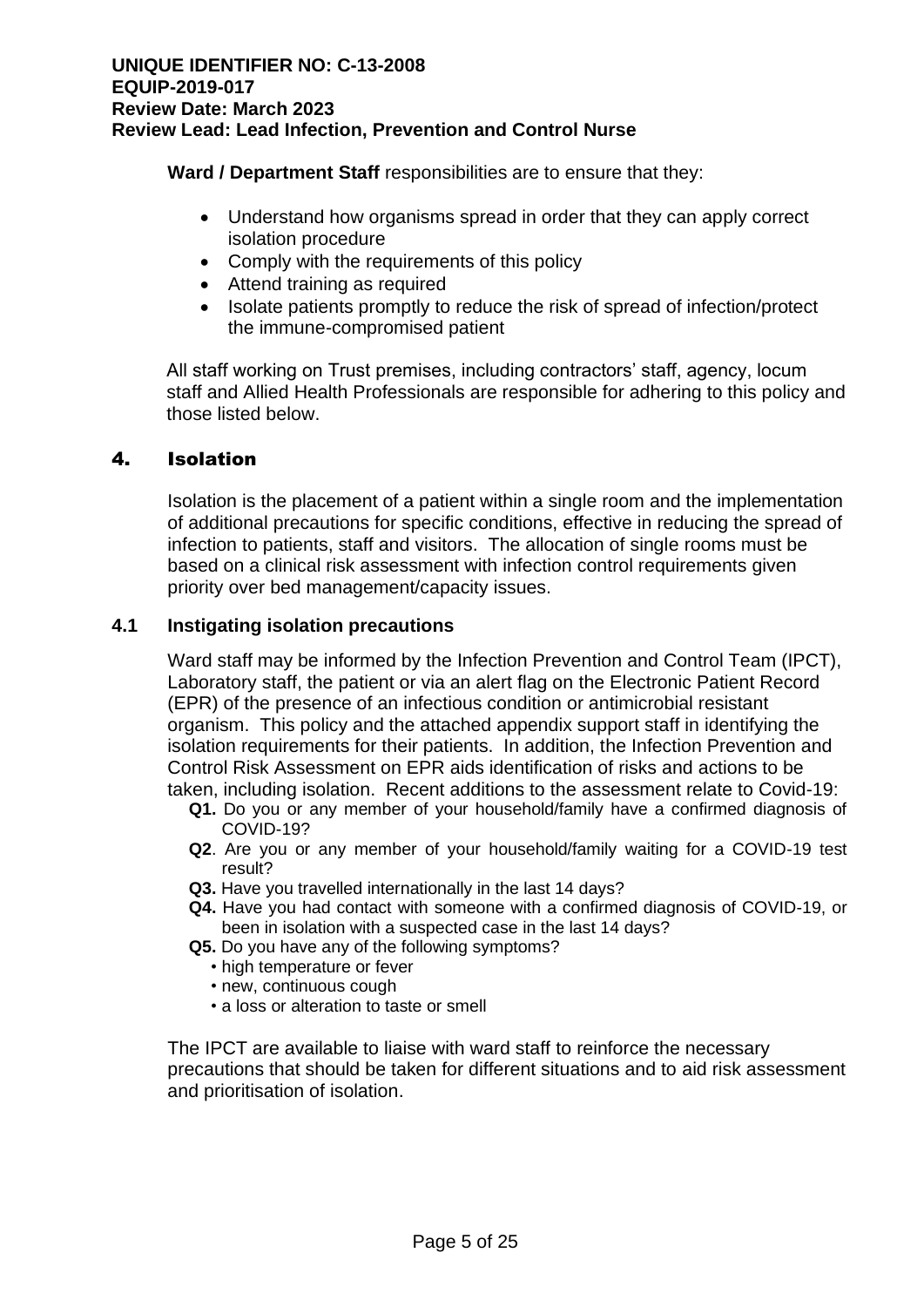**Ward / Department Staff** responsibilities are to ensure that they:

- Understand how organisms spread in order that they can apply correct isolation procedure
- Comply with the requirements of this policy
- Attend training as required
- Isolate patients promptly to reduce the risk of spread of infection/protect the immune-compromised patient

All staff working on Trust premises, including contractors' staff, agency, locum staff and Allied Health Professionals are responsible for adhering to this policy and those listed below.

## 4. Isolation

Isolation is the placement of a patient within a single room and the implementation of additional precautions for specific conditions, effective in reducing the spread of infection to patients, staff and visitors. The allocation of single rooms must be based on a clinical risk assessment with infection control requirements given priority over bed management/capacity issues.

### 4.1 Instigating isolation precautions

Ward staff may be informed by the Infection Prevention and Control Team (IPCT), Laboratory staff, the patient or via an alert flag on the Electronic Patient Record (EPR) of the presence of an infectious condition or antimicrobial resistant organism. This policy and the attached appendix support staff in identifying the isolation requirements for their patients. In addition, the Infection Prevention and Control Risk Assessment on EPR aids identification of risks and actions to be taken, including isolation. Recent additions to the assessment relate to Covid-19:

**Q1.** Do you or any member of your household/family have a confirmed diagnosis of COVID-19?

**Q2**. Are you or any member of your household/family waiting for a COVID-19 test result?

**Q3.** Have you travelled internationally in the last 14 days?

**Q4.** Have you had contact with someone with a confirmed diagnosis of COVID-19, or been in isolation with a suspected case in the last 14 days?

**Q5.** Do you have any of the following symptoms?

- high temperature or fever
- new, continuous cough
- a loss or alteration to taste or smell

The IPCT are available to liaise with ward staff to reinforce the necessary precautions that should be taken for different situations and to aid risk assessment and prioritisation of isolation.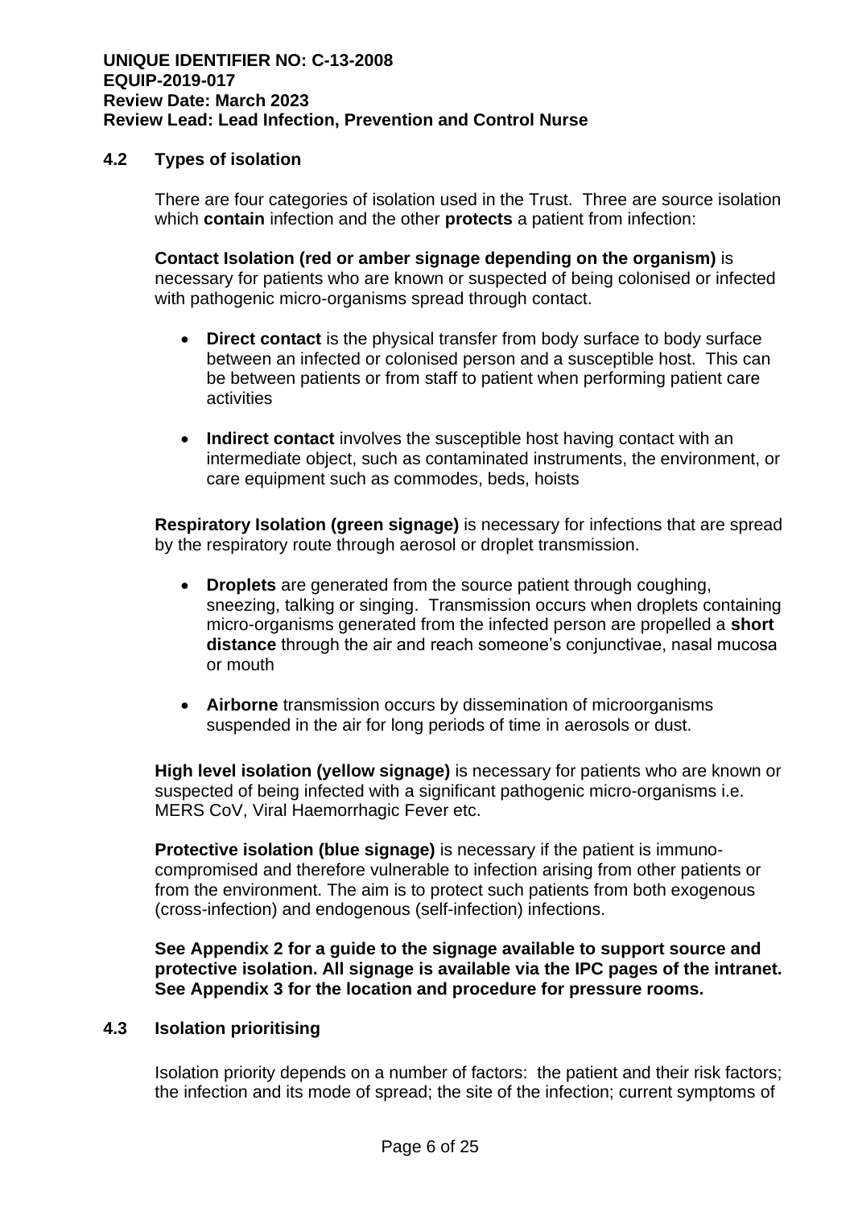### 4.2 Types of isolation

There are four categories of isolation used in the Trust. Three are source isolation which **contain** infection and the other **protects** a patient from infection:

**Contact Isolation (red or amber signage depending on the organism)** is necessary for patients who are known or suspected of being colonised or infected with pathogenic micro-organisms spread through contact.

- **Direct contact** is the physical transfer from body surface to body surface between an infected or colonised person and a susceptible host. This can be between patients or from staff to patient when performing patient care activities
- **Indirect contact** involves the susceptible host having contact with an intermediate object, such as contaminated instruments, the environment, or care equipment such as commodes, beds, hoists

**Respiratory Isolation (green signage)** is necessary for infections that are spread by the respiratory route through aerosol or droplet transmission.

- **Droplets** are generated from the source patient through coughing, sneezing, talking or singing. Transmission occurs when droplets containing micro-organisms generated from the infected person are propelled a **short distance** through the air and reach someone's conjunctivae, nasal mucosa or mouth
- **Airborne** transmission occurs by dissemination of microorganisms suspended in the air for long periods of time in aerosols or dust.

**High level isolation (yellow signage)** is necessary for patients who are known or suspected of being infected with a significant pathogenic micro-organisms i.e. MERS CoV, Viral Haemorrhagic Fever etc.

**Protective isolation (blue signage)** is necessary if the patient is immuno-compromised and therefore vulnerable to infection arising from other patients or from the environment. The aim is to protect such patients from both exogenous (cross-infection) and endogenous (self-infection) infections.

**See Appendix 2 for a guide to the signage available to support source and protective isolation. All signage is available via the IPC pages of the intranet. See Appendix 3 for the location and procedure for pressure rooms.**

### 4.3 Isolation prioritising

Isolation priority depends on a number of factors: the patient and their risk factors; the infection and its mode of spread; the site of the infection; current symptoms of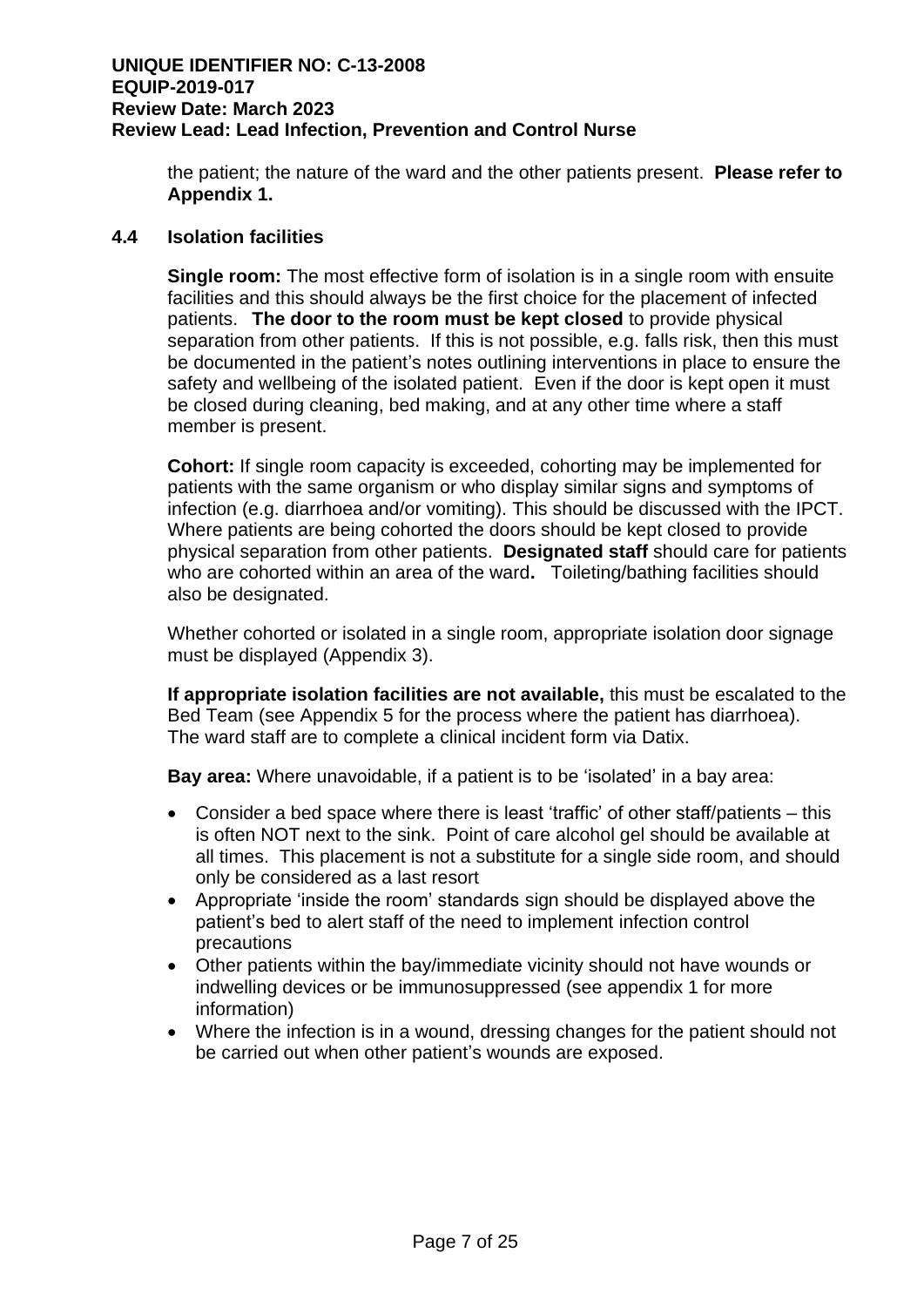the patient; the nature of the ward and the other patients present. **Please refer to Appendix 1.**

## 4.4 Isolation facilities

**Single room:** The most effective form of isolation is in a single room with ensuite facilities and this should always be the first choice for the placement of infected patients. **The door to the room must be kept closed** to provide physical separation from other patients. If this is not possible, e.g. falls risk, then this must be documented in the patient's notes outlining interventions in place to ensure the safety and wellbeing of the isolated patient. Even if the door is kept open it must be closed during cleaning, bed making, and at any other time where a staff member is present.

**Cohort:** If single room capacity is exceeded, cohorting may be implemented for patients with the same organism or who display similar signs and symptoms of infection (e.g. diarrhoea and/or vomiting). This should be discussed with the IPCT. Where patients are being cohorted the doors should be kept closed to provide physical separation from other patients. **Designated staff** should care for patients who are cohorted within an area of the ward**.** Toileting/bathing facilities should also be designated.

Whether cohorted or isolated in a single room, appropriate isolation door signage must be displayed (Appendix 3).

**If appropriate isolation facilities are not available,** this must be escalated to the Bed Team (see Appendix 5 for the process where the patient has diarrhoea). The ward staff are to complete a clinical incident form via Datix.

**Bay area:** Where unavoidable, if a patient is to be 'isolated' in a bay area:

- Consider a bed space where there is least 'traffic' of other staff/patients – this is often NOT next to the sink. Point of care alcohol gel should be available at all times. This placement is not a substitute for a single side room, and should only be considered as a last resort
- Appropriate 'inside the room' standards sign should be displayed above the patient's bed to alert staff of the need to implement infection control precautions
- Other patients within the bay/immediate vicinity should not have wounds or indwelling devices or be immunosuppressed (see appendix 1 for more information)
- Where the infection is in a wound, dressing changes for the patient should not be carried out when other patient's wounds are exposed.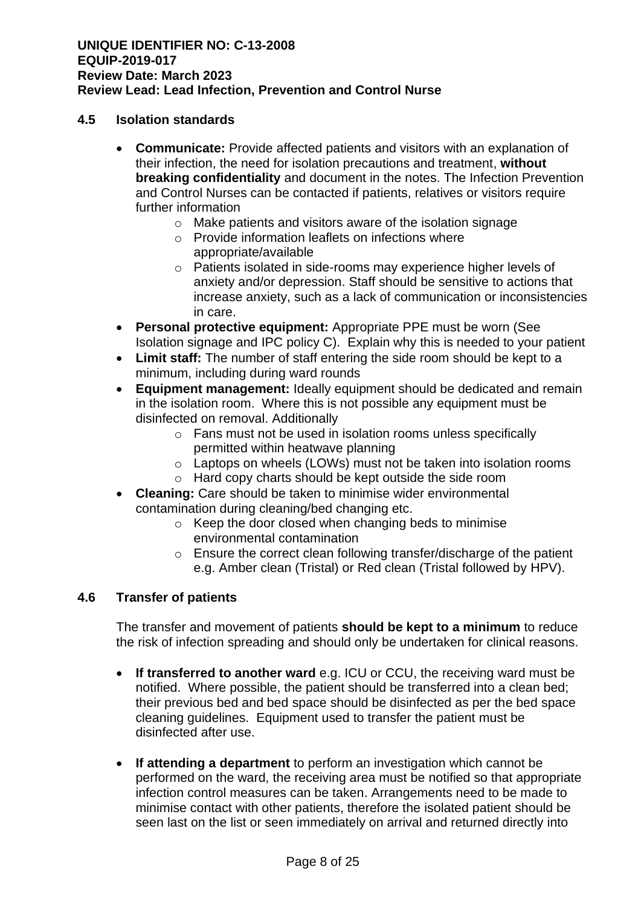## 4.5 Isolation standards

- **Communicate:** Provide affected patients and visitors with an explanation of their infection, the need for isolation precautions and treatment, **without breaking confidentiality** and document in the notes. The Infection Prevention and Control Nurses can be contacted if patients, relatives or visitors require further information
  - Make patients and visitors aware of the isolation signage
  - Provide information leaflets on infections where appropriate/available
  - Patients isolated in side-rooms may experience higher levels of anxiety and/or depression. Staff should be sensitive to actions that increase anxiety, such as a lack of communication or inconsistencies in care.
- **Personal protective equipment:** Appropriate PPE must be worn (See Isolation signage and IPC policy C). Explain why this is needed to your patient
- **Limit staff:** The number of staff entering the side room should be kept to a minimum, including during ward rounds
- **Equipment management:** Ideally equipment should be dedicated and remain in the isolation room. Where this is not possible any equipment must be disinfected on removal. Additionally
  - Fans must not be used in isolation rooms unless specifically permitted within heatwave planning
  - Laptops on wheels (LOWs) must not be taken into isolation rooms
  - Hard copy charts should be kept outside the side room
- **Cleaning:** Care should be taken to minimise wider environmental contamination during cleaning/bed changing etc.
  - Keep the door closed when changing beds to minimise environmental contamination
  - Ensure the correct clean following transfer/discharge of the patient e.g. Amber clean (Tristal) or Red clean (Tristal followed by HPV).

## 4.6 Transfer of patients

The transfer and movement of patients **should be kept to a minimum** to reduce the risk of infection spreading and should only be undertaken for clinical reasons.

- **If transferred to another ward** e.g. ICU or CCU, the receiving ward must be notified. Where possible, the patient should be transferred into a clean bed; their previous bed and bed space should be disinfected as per the bed space cleaning guidelines. Equipment used to transfer the patient must be disinfected after use.

- **If attending a department** to perform an investigation which cannot be performed on the ward, the receiving area must be notified so that appropriate infection control measures can be taken. Arrangements need to be made to minimise contact with other patients, therefore the isolated patient should be seen last on the list or seen immediately on arrival and returned directly into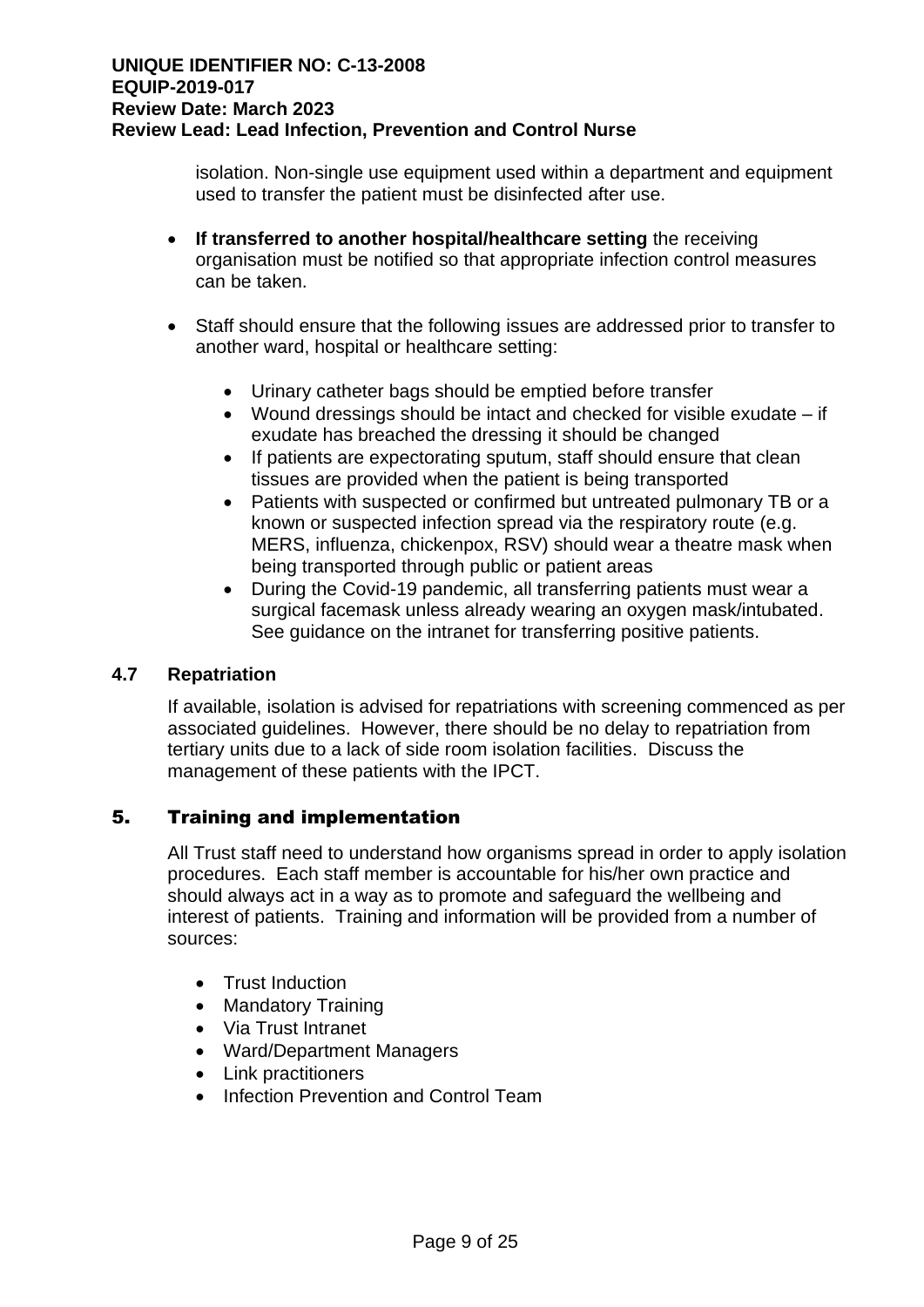isolation. Non-single use equipment used within a department and equipment used to transfer the patient must be disinfected after use.

- **If transferred to another hospital/healthcare setting** the receiving organisation must be notified so that appropriate infection control measures can be taken.

- Staff should ensure that the following issues are addressed prior to transfer to another ward, hospital or healthcare setting:

  - Urinary catheter bags should be emptied before transfer
  - Wound dressings should be intact and checked for visible exudate – if exudate has breached the dressing it should be changed
  - If patients are expectorating sputum, staff should ensure that clean tissues are provided when the patient is being transported
  - Patients with suspected or confirmed but untreated pulmonary TB or a known or suspected infection spread via the respiratory route (e.g. MERS, influenza, chickenpox, RSV) should wear a theatre mask when being transported through public or patient areas
  - During the Covid-19 pandemic, all transferring patients must wear a surgical facemask unless already wearing an oxygen mask/intubated. See guidance on the intranet for transferring positive patients.

### 4.7 Repatriation

If available, isolation is advised for repatriations with screening commenced as per associated guidelines. However, there should be no delay to repatriation from tertiary units due to a lack of side room isolation facilities. Discuss the management of these patients with the IPCT.

## 5. Training and implementation

All Trust staff need to understand how organisms spread in order to apply isolation procedures. Each staff member is accountable for his/her own practice and should always act in a way as to promote and safeguard the wellbeing and interest of patients. Training and information will be provided from a number of sources:

- Trust Induction
- Mandatory Training
- Via Trust Intranet
- Ward/Department Managers
- Link practitioners
- Infection Prevention and Control Team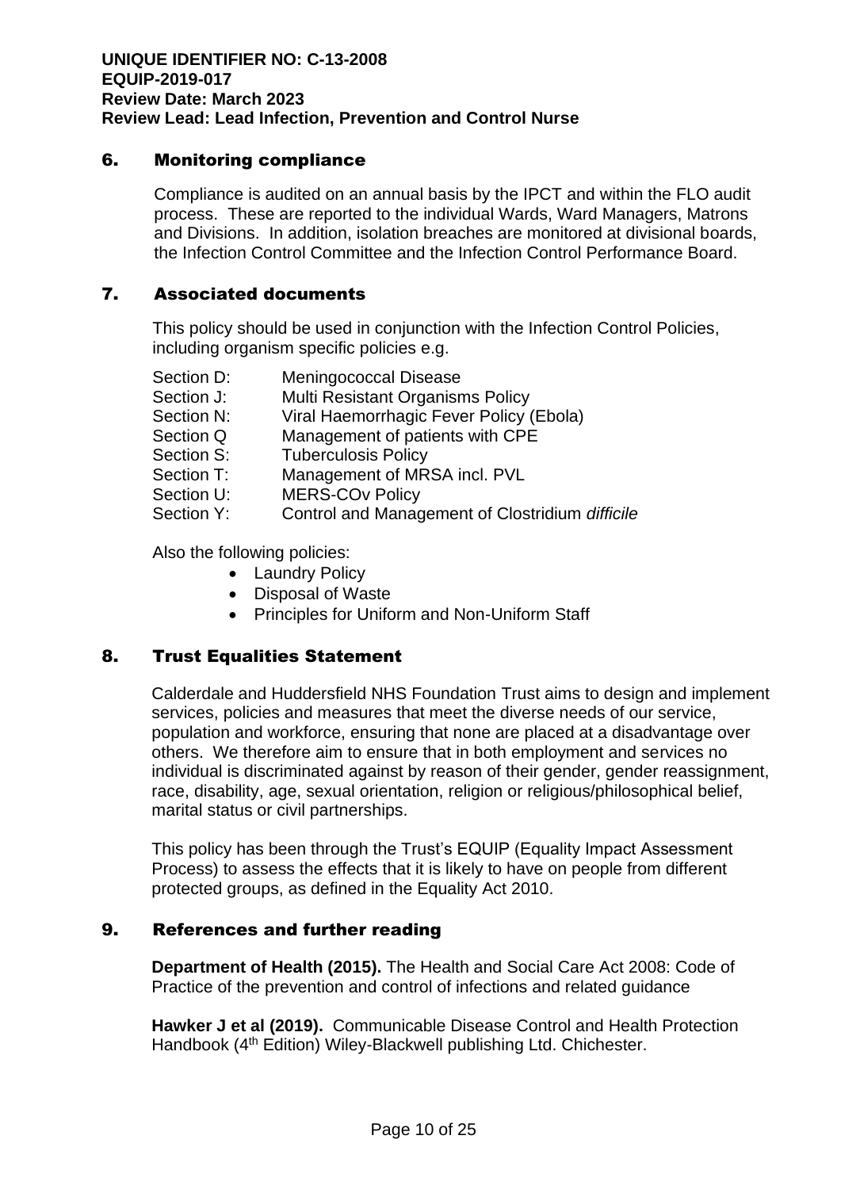## 6. Monitoring compliance

Compliance is audited on an annual basis by the IPCT and within the FLO audit process. These are reported to the individual Wards, Ward Managers, Matrons and Divisions. In addition, isolation breaches are monitored at divisional boards, the Infection Control Committee and the Infection Control Performance Board.

## 7. Associated documents

This policy should be used in conjunction with the Infection Control Policies, including organism specific policies e.g.

| | |
|---|---|
| Section D: | Meningococcal Disease |
| Section J: | Multi Resistant Organisms Policy |
| Section N: | Viral Haemorrhagic Fever Policy (Ebola) |
| Section Q | Management of patients with CPE |
| Section S: | Tuberculosis Policy |
| Section T: | Management of MRSA incl. PVL |
| Section U: | MERS-COv Policy |
| Section Y: | Control and Management of Clostridium *difficile* |

Also the following policies:

- Laundry Policy
- Disposal of Waste
- Principles for Uniform and Non-Uniform Staff

## 8. Trust Equalities Statement

Calderdale and Huddersfield NHS Foundation Trust aims to design and implement services, policies and measures that meet the diverse needs of our service, population and workforce, ensuring that none are placed at a disadvantage over others. We therefore aim to ensure that in both employment and services no individual is discriminated against by reason of their gender, gender reassignment, race, disability, age, sexual orientation, religion or religious/philosophical belief, marital status or civil partnerships.

This policy has been through the Trust's EQUIP (Equality Impact Assessment Process) to assess the effects that it is likely to have on people from different protected groups, as defined in the Equality Act 2010.

## 9. References and further reading

**Department of Health (2015).** The Health and Social Care Act 2008: Code of Practice of the prevention and control of infections and related guidance

**Hawker J et al (2019).** Communicable Disease Control and Health Protection Handbook (4th Edition) Wiley-Blackwell publishing Ltd. Chichester.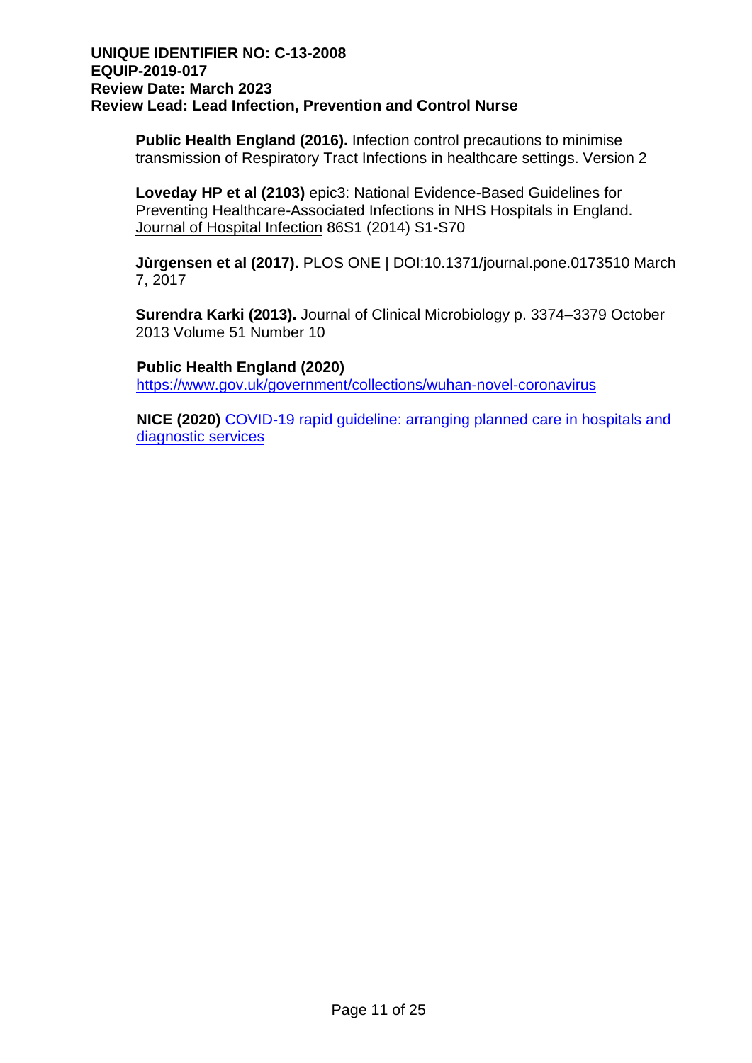**Public Health England (2016).** Infection control precautions to minimise transmission of Respiratory Tract Infections in healthcare settings. Version 2

**Loveday HP et al (2103)** epic3: National Evidence-Based Guidelines for Preventing Healthcare-Associated Infections in NHS Hospitals in England. Journal of Hospital Infection 86S1 (2014) S1-S70

**Jùrgensen et al (2017).** PLOS ONE | DOI:10.1371/journal.pone.0173510 March 7, 2017

**Surendra Karki (2013).** Journal of Clinical Microbiology p. 3374–3379 October 2013 Volume 51 Number 10

**Public Health England (2020)**
https://www.gov.uk/government/collections/wuhan-novel-coronavirus

**NICE (2020)** COVID-19 rapid guideline: arranging planned care in hospitals and diagnostic services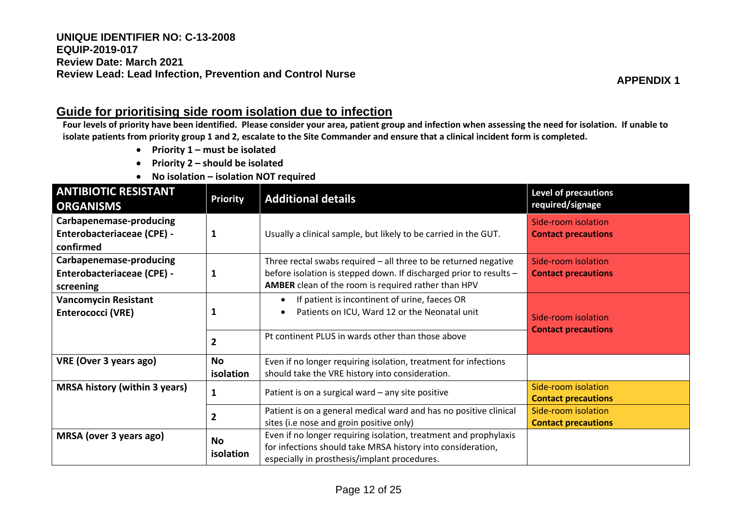**UNIQUE IDENTIFIER NO: C-13-2008**
**EQUIP-2019-017**
**Review Date: March 2021**
**Review Lead: Lead Infection, Prevention and Control Nurse**

**APPENDIX 1**

## Guide for prioritising side room isolation due to infection

**Four levels of priority have been identified. Please consider your area, patient group and infection when assessing the need for isolation. If unable to isolate patients from priority group 1 and 2, escalate to the Site Commander and ensure that a clinical incident form is completed.**

- **Priority 1 – must be isolated**
- **Priority 2 – should be isolated**
- **No isolation – isolation NOT required**

| ANTIBIOTIC RESISTANT ORGANISMS | Priority | Additional details | Level of precautions required/signage |
|---|---|---|---|
| **Carbapenemase-producing Enterobacteriaceae (CPE) - confirmed** | 1 | Usually a clinical sample, but likely to be carried in the GUT. | Side-room isolation **Contact precautions** |
| **Carbapenemase-producing Enterobacteriaceae (CPE) - screening** | 1 | Three rectal swabs required – all three to be returned negative before isolation is stepped down. If discharged prior to results – **AMBER** clean of the room is required rather than HPV | Side-room isolation **Contact precautions** |
| **Vancomycin Resistant Enterococci (VRE)** | 1 | • If patient is incontinent of urine, faeces OR<br>• Patients on ICU, Ward 12 or the Neonatal unit | Side-room isolation **Contact precautions** |
| | 2 | Pt continent PLUS in wards other than those above | |
| **VRE (Over 3 years ago)** | **No isolation** | Even if no longer requiring isolation, treatment for infections should take the VRE history into consideration. | |
| **MRSA history (within 3 years)** | 1 | Patient is on a surgical ward – any site positive | Side-room isolation **Contact precautions** |
| | 2 | Patient is on a general medical ward and has no positive clinical sites (i.e nose and groin positive only) | Side-room isolation **Contact precautions** |
| **MRSA (over 3 years ago)** | **No isolation** | Even if no longer requiring isolation, treatment and prophylaxis for infections should take MRSA history into consideration, especially in prosthesis/implant procedures. | |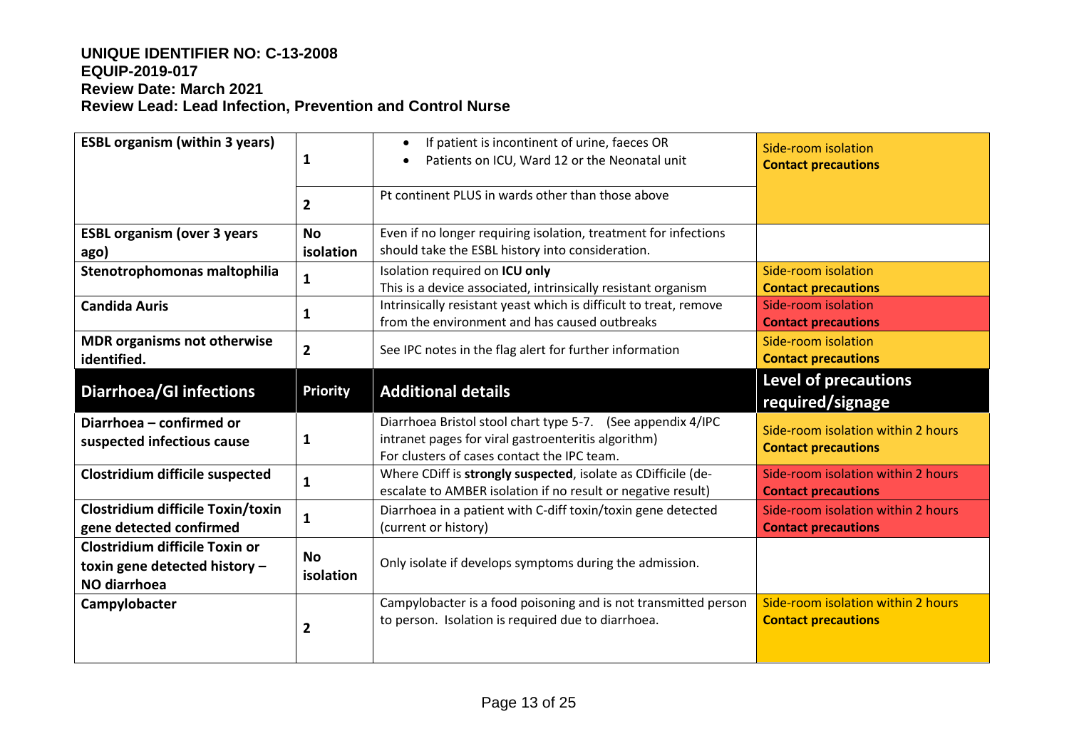**UNIQUE IDENTIFIER NO: C-13-2008**
**EQUIP-2019-017**
**Review Date: March 2021**
**Review Lead: Lead Infection, Prevention and Control Nurse**

| | | | |
|---|---|---|---|
| **ESBL organism (within 3 years)** | **1** | • If patient is incontinent of urine, faeces OR<br>• Patients on ICU, Ward 12 or the Neonatal unit | Side-room isolation<br>**Contact precautions** |
| | **2** | Pt continent PLUS in wards other than those above | |
| **ESBL organism (over 3 years ago)** | **No isolation** | Even if no longer requiring isolation, treatment for infections should take the ESBL history into consideration. | |
| **Stenotrophomonas maltophilia** | **1** | Isolation required on **ICU only**<br>This is a device associated, intrinsically resistant organism | Side-room isolation<br>**Contact precautions** |
| **Candida Auris** | **1** | Intrinsically resistant yeast which is difficult to treat, remove from the environment and has caused outbreaks | Side-room isolation<br>**Contact precautions** |
| **MDR organisms not otherwise identified.** | **2** | See IPC notes in the flag alert for further information | Side-room isolation<br>**Contact precautions** |
| **Diarrhoea/GI infections** | **Priority** | **Additional details** | **Level of precautions required/signage** |
| **Diarrhoea – confirmed or suspected infectious cause** | **1** | Diarrhoea Bristol stool chart type 5-7. (See appendix 4/IPC intranet pages for viral gastroenteritis algorithm)<br>For clusters of cases contact the IPC team. | Side-room isolation within 2 hours<br>**Contact precautions** |
| **Clostridium difficile suspected** | **1** | Where CDiff is **strongly suspected**, isolate as CDifficile (de-escalate to AMBER isolation if no result or negative result) | Side-room isolation within 2 hours<br>**Contact precautions** |
| **Clostridium difficile Toxin/toxin gene detected confirmed** | **1** | Diarrhoea in a patient with C-diff toxin/toxin gene detected (current or history) | Side-room isolation within 2 hours<br>**Contact precautions** |
| **Clostridium difficile Toxin or toxin gene detected history – NO diarrhoea** | **No isolation** | Only isolate if develops symptoms during the admission. | |
| **Campylobacter** | **2** | Campylobacter is a food poisoning and is not transmitted person to person. Isolation is required due to diarrhoea. | Side-room isolation within 2 hours<br>**Contact precautions** |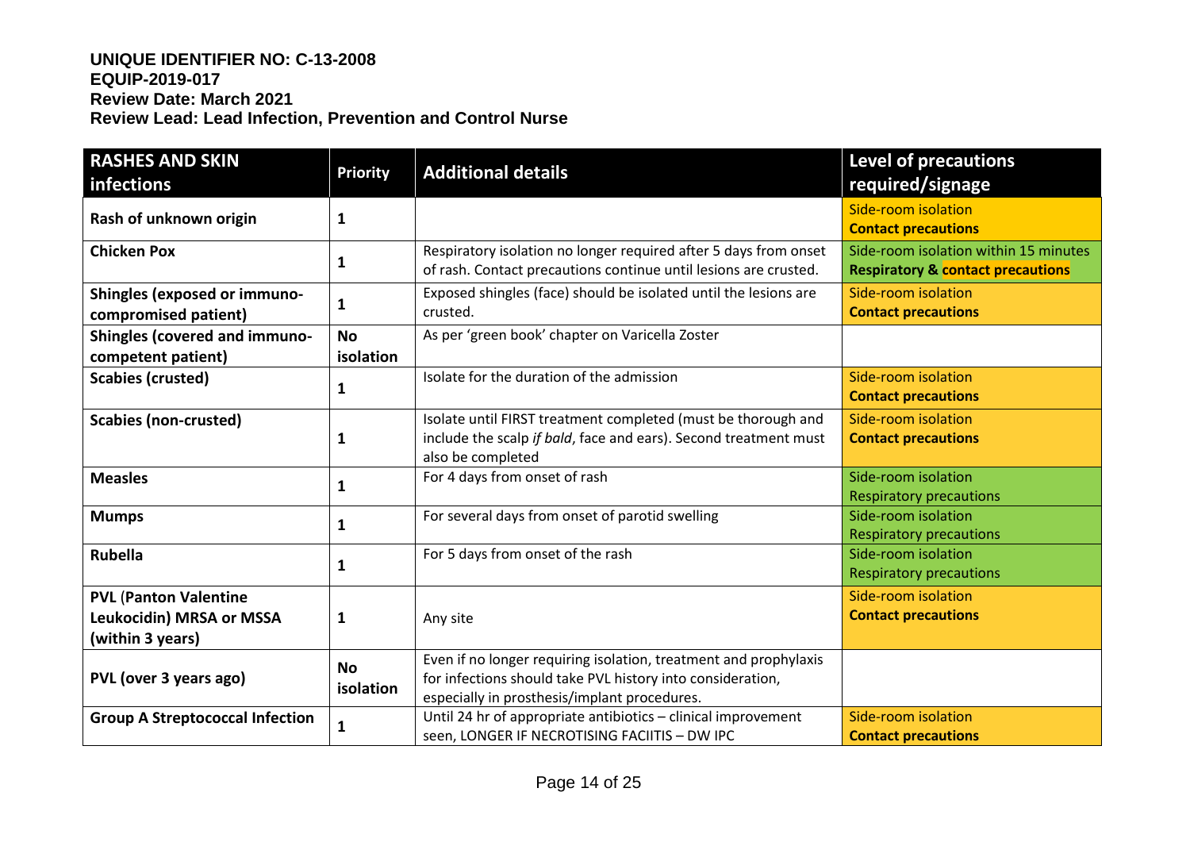**UNIQUE IDENTIFIER NO: C-13-2008**
**EQUIP-2019-017**
**Review Date: March 2021**
**Review Lead: Lead Infection, Prevention and Control Nurse**

| RASHES AND SKIN infections | Priority | Additional details | Level of precautions required/signage |
|---|---|---|---|
| **Rash of unknown origin** | **1** | | Side-room isolation **Contact precautions** |
| **Chicken Pox** | **1** | Respiratory isolation no longer required after 5 days from onset of rash. Contact precautions continue until lesions are crusted. | Side-room isolation within 15 minutes **Respiratory & contact precautions** |
| **Shingles (exposed or immuno-compromised patient)** | **1** | Exposed shingles (face) should be isolated until the lesions are crusted. | Side-room isolation **Contact precautions** |
| **Shingles (covered and immuno-competent patient)** | **No isolation** | As per 'green book' chapter on Varicella Zoster | |
| **Scabies (crusted)** | **1** | Isolate for the duration of the admission | Side-room isolation **Contact precautions** |
| **Scabies (non-crusted)** | **1** | Isolate until FIRST treatment completed (must be thorough and include the scalp *if bald*, face and ears). Second treatment must also be completed | Side-room isolation **Contact precautions** |
| **Measles** | **1** | For 4 days from onset of rash | Side-room isolation Respiratory precautions |
| **Mumps** | **1** | For several days from onset of parotid swelling | Side-room isolation Respiratory precautions |
| **Rubella** | **1** | For 5 days from onset of the rash | Side-room isolation Respiratory precautions |
| **PVL (Panton Valentine Leukocidin) MRSA or MSSA (within 3 years)** | **1** | Any site | Side-room isolation **Contact precautions** |
| **PVL (over 3 years ago)** | **No isolation** | Even if no longer requiring isolation, treatment and prophylaxis for infections should take PVL history into consideration, especially in prosthesis/implant procedures. | |
| **Group A Streptococcal Infection** | **1** | Until 24 hr of appropriate antibiotics – clinical improvement seen, LONGER IF NECROTISING FACIITIS – DW IPC | Side-room isolation **Contact precautions** |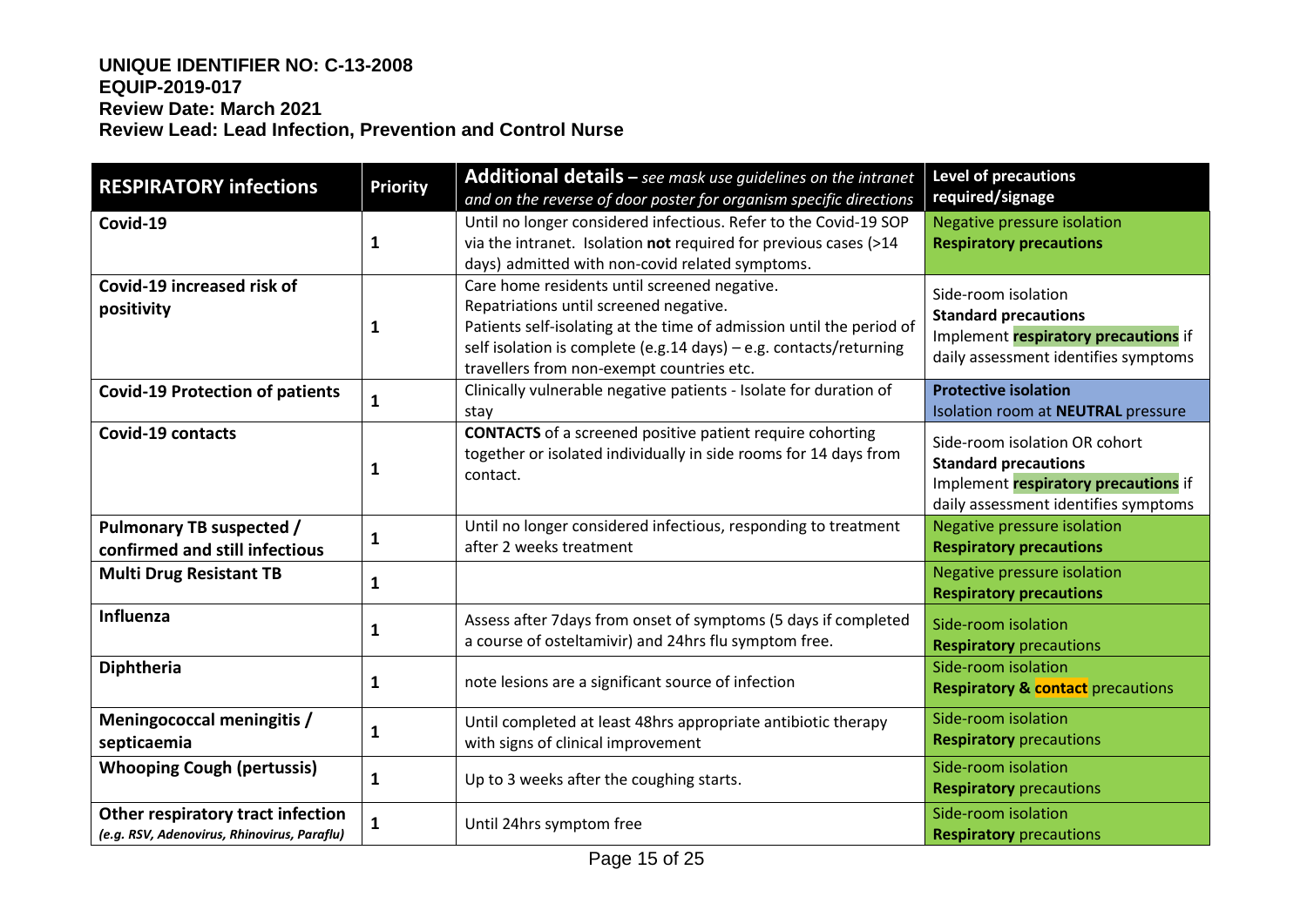**UNIQUE IDENTIFIER NO: C-13-2008**
**EQUIP-2019-017**
**Review Date: March 2021**
**Review Lead: Lead Infection, Prevention and Control Nurse**

| RESPIRATORY infections | Priority | Additional details – *see mask use guidelines on the intranet and on the reverse of door poster for organism specific directions* | Level of precautions required/signage |
|---|---|---|---|
| **Covid-19** | 1 | Until no longer considered infectious. Refer to the Covid-19 SOP via the intranet. Isolation **not** required for previous cases (>14 days) admitted with non-covid related symptoms. | Negative pressure isolation **Respiratory precautions** |
| **Covid-19 increased risk of positivity** | 1 | Care home residents until screened negative. Repatriations until screened negative. Patients self-isolating at the time of admission until the period of self isolation is complete (e.g.14 days) – e.g. contacts/returning travellers from non-exempt countries etc. | Side-room isolation **Standard precautions** Implement **respiratory precautions** if daily assessment identifies symptoms |
| **Covid-19 Protection of patients** | 1 | Clinically vulnerable negative patients - Isolate for duration of stay | **Protective isolation** Isolation room at **NEUTRAL** pressure |
| **Covid-19 contacts** | 1 | **CONTACTS** of a screened positive patient require cohorting together or isolated individually in side rooms for 14 days from contact. | Side-room isolation OR cohort **Standard precautions** Implement **respiratory precautions** if daily assessment identifies symptoms |
| **Pulmonary TB suspected / confirmed and still infectious** | 1 | Until no longer considered infectious, responding to treatment after 2 weeks treatment | Negative pressure isolation **Respiratory precautions** |
| **Multi Drug Resistant TB** | 1 | | Negative pressure isolation **Respiratory precautions** |
| **Influenza** | 1 | Assess after 7days from onset of symptoms (5 days if completed a course of osteltamivir) and 24hrs flu symptom free. | Side-room isolation **Respiratory** precautions |
| **Diphtheria** | 1 | note lesions are a significant source of infection | Side-room isolation **Respiratory & contact** precautions |
| **Meningococcal meningitis / septicaemia** | 1 | Until completed at least 48hrs appropriate antibiotic therapy with signs of clinical improvement | Side-room isolation **Respiratory** precautions |
| **Whooping Cough (pertussis)** | 1 | Up to 3 weeks after the coughing starts. | Side-room isolation **Respiratory** precautions |
| **Other respiratory tract infection** ***(e.g. RSV, Adenovirus, Rhinovirus, Paraflu)*** | 1 | Until 24hrs symptom free | Side-room isolation **Respiratory** precautions |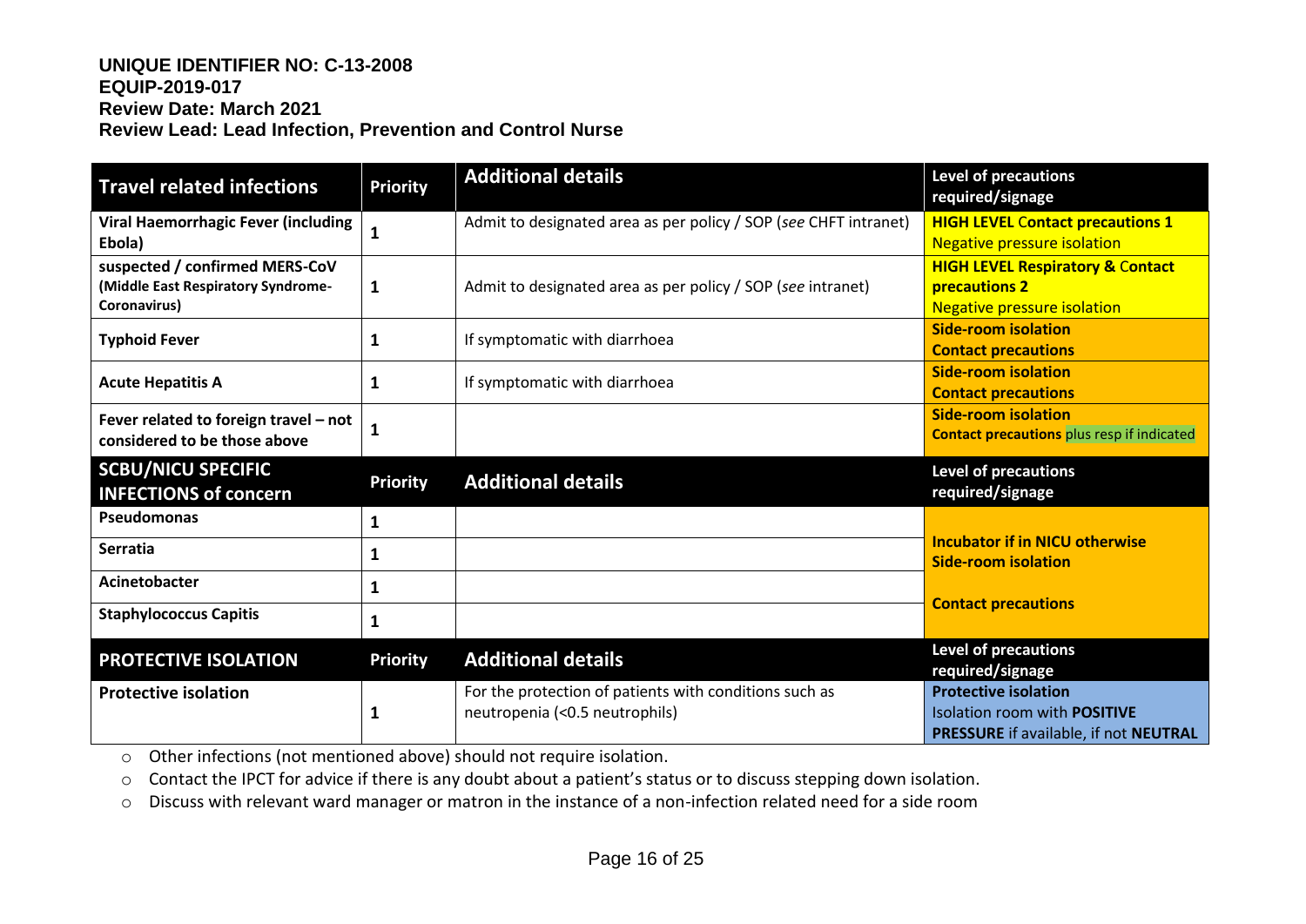**UNIQUE IDENTIFIER NO: C-13-2008**
**EQUIP-2019-017**
**Review Date: March 2021**
**Review Lead: Lead Infection, Prevention and Control Nurse**

| Travel related infections | Priority | Additional details | Level of precautions required/signage |
|---|---|---|---|
| **Viral Haemorrhagic Fever (including Ebola)** | 1 | Admit to designated area as per policy / SOP (*see* CHFT intranet) | **HIGH LEVEL Contact precautions 1** Negative pressure isolation |
| **suspected / confirmed MERS-CoV (Middle East Respiratory Syndrome-Coronavirus)** | 1 | Admit to designated area as per policy / SOP (*see* intranet) | **HIGH LEVEL Respiratory & Contact precautions 2** Negative pressure isolation |
| **Typhoid Fever** | 1 | If symptomatic with diarrhoea | **Side-room isolation** **Contact precautions** |
| **Acute Hepatitis A** | 1 | If symptomatic with diarrhoea | **Side-room isolation** **Contact precautions** |
| **Fever related to foreign travel – not considered to be those above** | 1 | | **Side-room isolation** **Contact precautions** plus resp if indicated |
| **SCBU/NICU SPECIFIC INFECTIONS of concern** | **Priority** | **Additional details** | **Level of precautions required/signage** |
| **Pseudomonas** | 1 | | **Incubator if in NICU otherwise Side-room isolation** **Contact precautions** |
| **Serratia** | 1 | | |
| **Acinetobacter** | 1 | | |
| **Staphylococcus Capitis** | 1 | | |
| **PROTECTIVE ISOLATION** | **Priority** | **Additional details** | **Level of precautions required/signage** |
| **Protective isolation** | 1 | For the protection of patients with conditions such as neutropenia (<0.5 neutrophils) | **Protective isolation** Isolation room with **POSITIVE PRESSURE** if available, if not **NEUTRAL** |

- Other infections (not mentioned above) should not require isolation.
- Contact the IPCT for advice if there is any doubt about a patient's status or to discuss stepping down isolation.
- Discuss with relevant ward manager or matron in the instance of a non-infection related need for a side room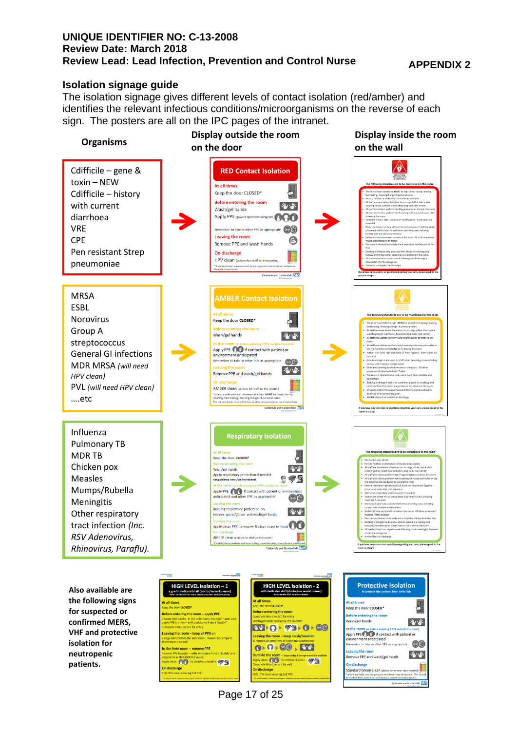**UNIQUE IDENTIFIER NO: C-13-2008**
**Review Date: March 2018**
**Review Lead: Lead Infection, Prevention and Control Nurse**

**APPENDIX 2**

## Isolation signage guide

The isolation signage gives different levels of contact isolation (red/amber) and identifies the relevant infectious conditions/microorganisms on the reverse of each sign. The posters are all on the IPC pages of the intranet.

| Organisms | Display outside the room on the door | Display inside the room on the wall |
|---|---|---|
| Cdifficile – gene & toxin – NEW<br>Cdifficile – history with current diarrhoea<br>VRE<br>CPE<br>Pen resistant Strep pneumoniae | RED Contact Isolation | → |
| MRSA<br>ESBL<br>Norovirus<br>Group A streptococcus<br>General GI infections<br>MDR MRSA *(will need HPV clean)*<br>PVL *(will need HPV clean)*<br>....etc | AMBER Contact Isolation | → |
| Influenza<br>Pulmonary TB<br>MDR TB<br>Chicken pox<br>Measles<br>Mumps/Rubella<br>Meningitis<br>Other respiratory tract infection *(Inc. RSV Adenovirus, Rhinovirus, Parafiu).* | Respiratory Isolation | → |

**Also available are the following signs for suspected or confirmed MERS, VHF and protective isolation for neutropenic patients.**

- HIGH LEVEL Isolation – 1
- HIGH LEVEL Isolation - 2
- Protective Isolation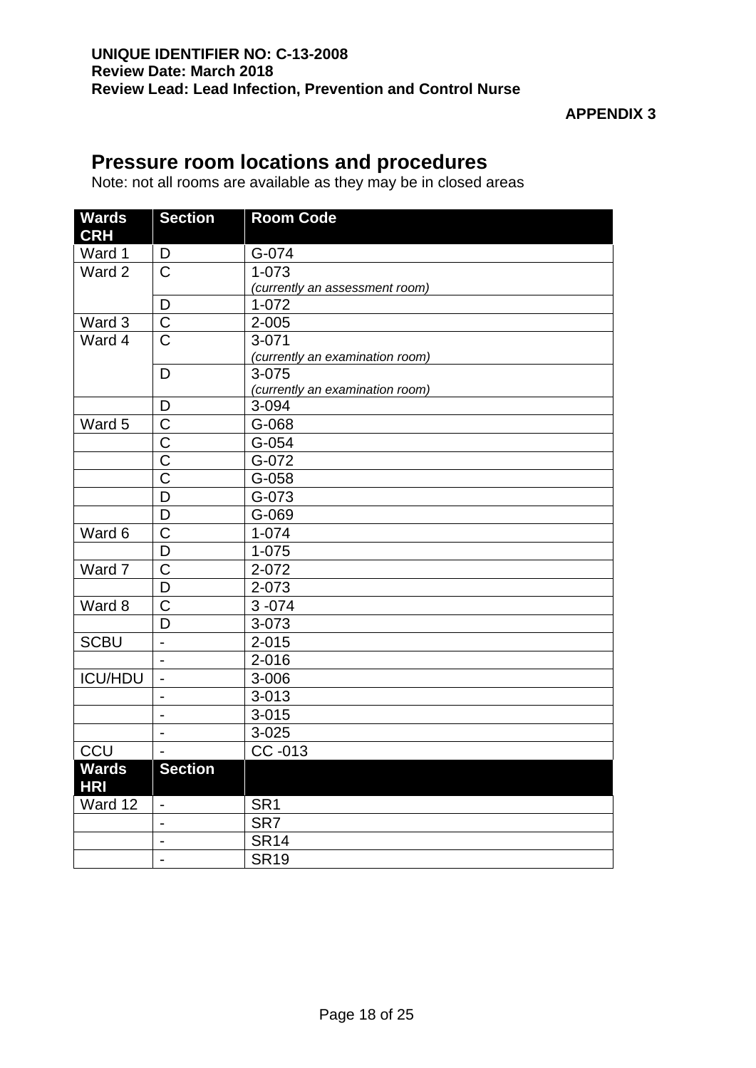**APPENDIX 3**

# Pressure room locations and procedures

Note: not all rooms are available as they may be in closed areas

| Wards CRH | Section | Room Code |
|---|---|---|
| Ward 1 | D | G-074 |
| Ward 2 | C | 1-073 *(currently an assessment room)* |
| | D | 1-072 |
| Ward 3 | C | 2-005 |
| Ward 4 | C | 3-071 *(currently an examination room)* |
| | D | 3-075 *(currently an examination room)* |
| | D | 3-094 |
| Ward 5 | C | G-068 |
| | C | G-054 |
| | C | G-072 |
| | C | G-058 |
| | D | G-073 |
| | D | G-069 |
| Ward 6 | C | 1-074 |
| | D | 1-075 |
| Ward 7 | C | 2-072 |
| | D | 2-073 |
| Ward 8 | C | 3 -074 |
| | D | 3-073 |
| SCBU | - | 2-015 |
| | - | 2-016 |
| ICU/HDU | - | 3-006 |
| | - | 3-013 |
| | - | 3-015 |
| | - | 3-025 |
| CCU | - | CC -013 |
| **Wards HRI** | **Section** | |
| Ward 12 | - | SR1 |
| | - | SR7 |
| | - | SR14 |
| | - | SR19 |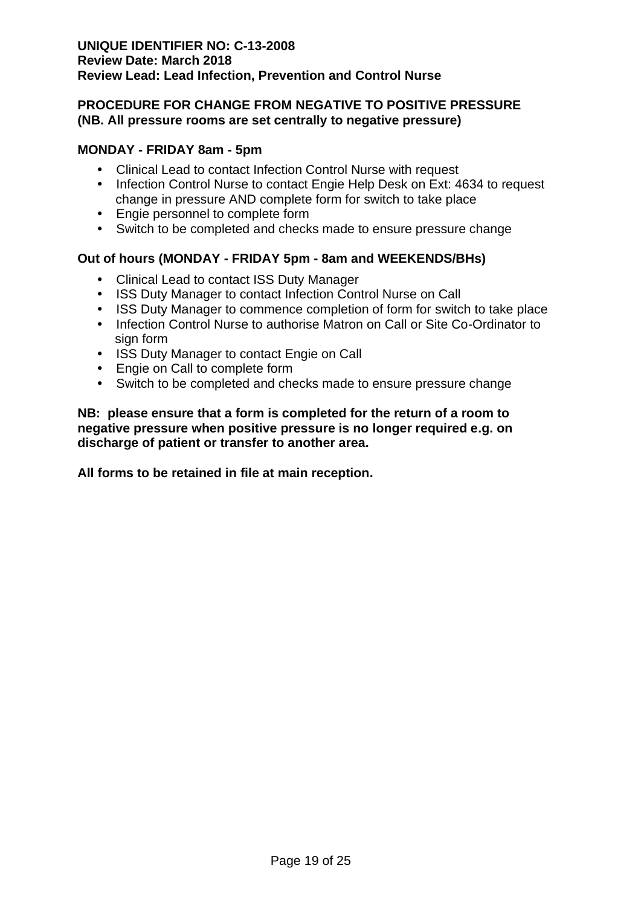**UNIQUE IDENTIFIER NO: C-13-2008**
**Review Date: March 2018**
**Review Lead: Lead Infection, Prevention and Control Nurse**

**PROCEDURE FOR CHANGE FROM NEGATIVE TO POSITIVE PRESSURE**
**(NB. All pressure rooms are set centrally to negative pressure)**

**MONDAY - FRIDAY 8am - 5pm**

- Clinical Lead to contact Infection Control Nurse with request
- Infection Control Nurse to contact Engie Help Desk on Ext: 4634 to request change in pressure AND complete form for switch to take place
- Engie personnel to complete form
- Switch to be completed and checks made to ensure pressure change

**Out of hours (MONDAY - FRIDAY 5pm - 8am and WEEKENDS/BHs)**

- Clinical Lead to contact ISS Duty Manager
- ISS Duty Manager to contact Infection Control Nurse on Call
- ISS Duty Manager to commence completion of form for switch to take place
- Infection Control Nurse to authorise Matron on Call or Site Co-Ordinator to sign form
- ISS Duty Manager to contact Engie on Call
- Engie on Call to complete form
- Switch to be completed and checks made to ensure pressure change

**NB: please ensure that a form is completed for the return of a room to negative pressure when positive pressure is no longer required e.g. on discharge of patient or transfer to another area.**

**All forms to be retained in file at main reception.**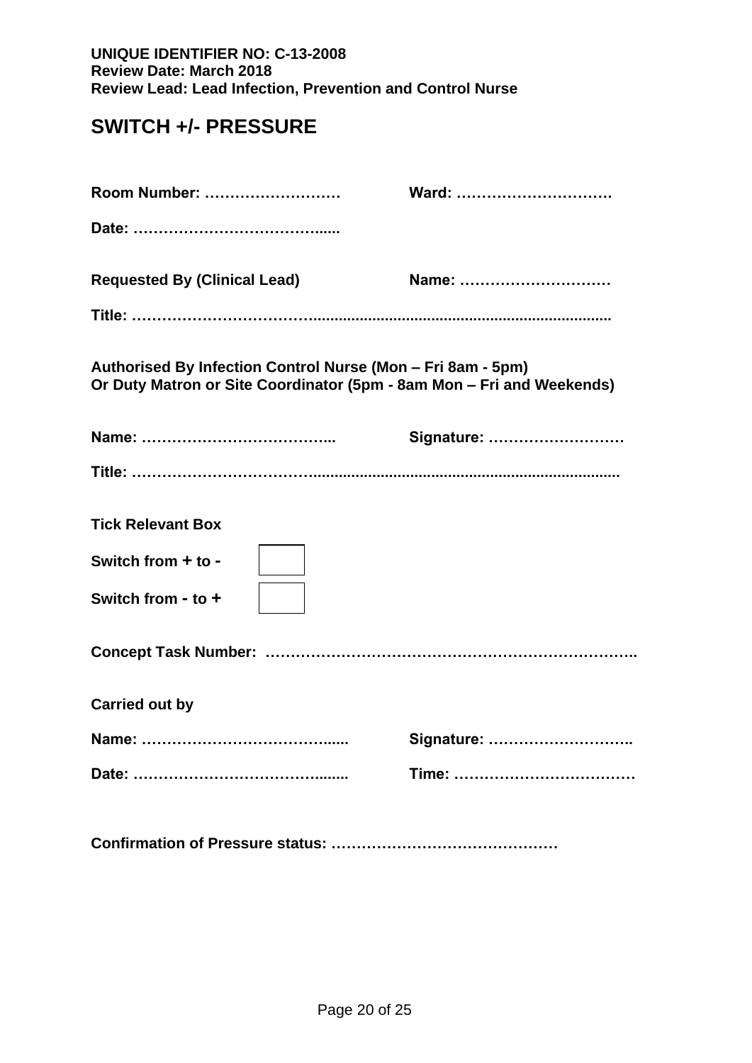**UNIQUE IDENTIFIER NO: C-13-2008**
**Review Date: March 2018**
**Review Lead: Lead Infection, Prevention and Control Nurse**

# SWITCH +/- PRESSURE

**Room Number: ………………………** **Ward: ………………………….**

**Date: ………………………………......**

**Requested By (Clinical Lead)** **Name: …………………………**

**Title: ……………………………........................................................................**

**Authorised By Infection Control Nurse (Mon – Fri 8am - 5pm)**
**Or Duty Matron or Site Coordinator (5pm - 8am Mon – Fri and Weekends)**

**Name: ………………………………..** **Signature: ………………………**

**Title: ……………………………..........................................................................**

**Tick Relevant Box**

**Switch from + to -** ☐

**Switch from - to +** ☐

**Concept Task Number: ……………………………………………………………..**

**Carried out by**

**Name: …………………………………......** **Signature: ………………………..**

**Date: ………………………………........** **Time: ………………………………**

**Confirmation of Pressure status: ………………………………………**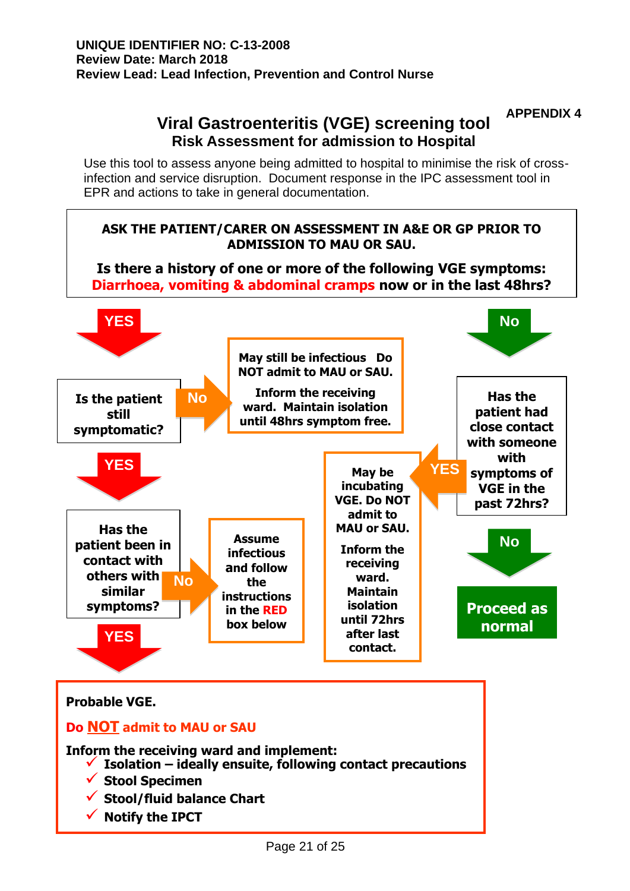**UNIQUE IDENTIFIER NO: C-13-2008**
**Review Date: March 2018**
**Review Lead: Lead Infection, Prevention and Control Nurse**

**APPENDIX 4**

# Viral Gastroenteritis (VGE) screening tool

## Risk Assessment for admission to Hospital

Use this tool to assess anyone being admitted to hospital to minimise the risk of cross-infection and service disruption. Document response in the IPC assessment tool in EPR and actions to take in general documentation.

**ASK THE PATIENT/CARER ON ASSESSMENT IN A&E OR GP PRIOR TO ADMISSION TO MAU OR SAU.**

**Is there a history of one or more of the following VGE symptoms: Diarrhoea, vomiting & abdominal cramps now or in the last 48hrs?**

**YES** →

**Is the patient still symptomatic?**

- **No** → **May still be infectious Do NOT admit to MAU or SAU.** **Inform the receiving ward. Maintain isolation until 48hrs symptom free.**
- **YES** → **Has the patient been in contact with others with similar symptoms?**
  - **No** → **Assume infectious and follow the instructions in the RED box below**
  - **YES** → see RED box below

**No** →

**Has the patient had close contact with someone with symptoms of VGE in the past 72hrs?**

- **YES** → **May be incubating VGE. Do NOT admit to MAU or SAU.** **Inform the receiving ward. Maintain isolation until 72hrs after last contact.**
- **No** → **Proceed as normal**

**Probable VGE.**

**Do NOT admit to MAU or SAU**

**Inform the receiving ward and implement:**

- ✓ **Isolation – ideally ensuite, following contact precautions**
- ✓ **Stool Specimen**
- ✓ **Stool/fluid balance Chart**
- ✓ **Notify the IPCT**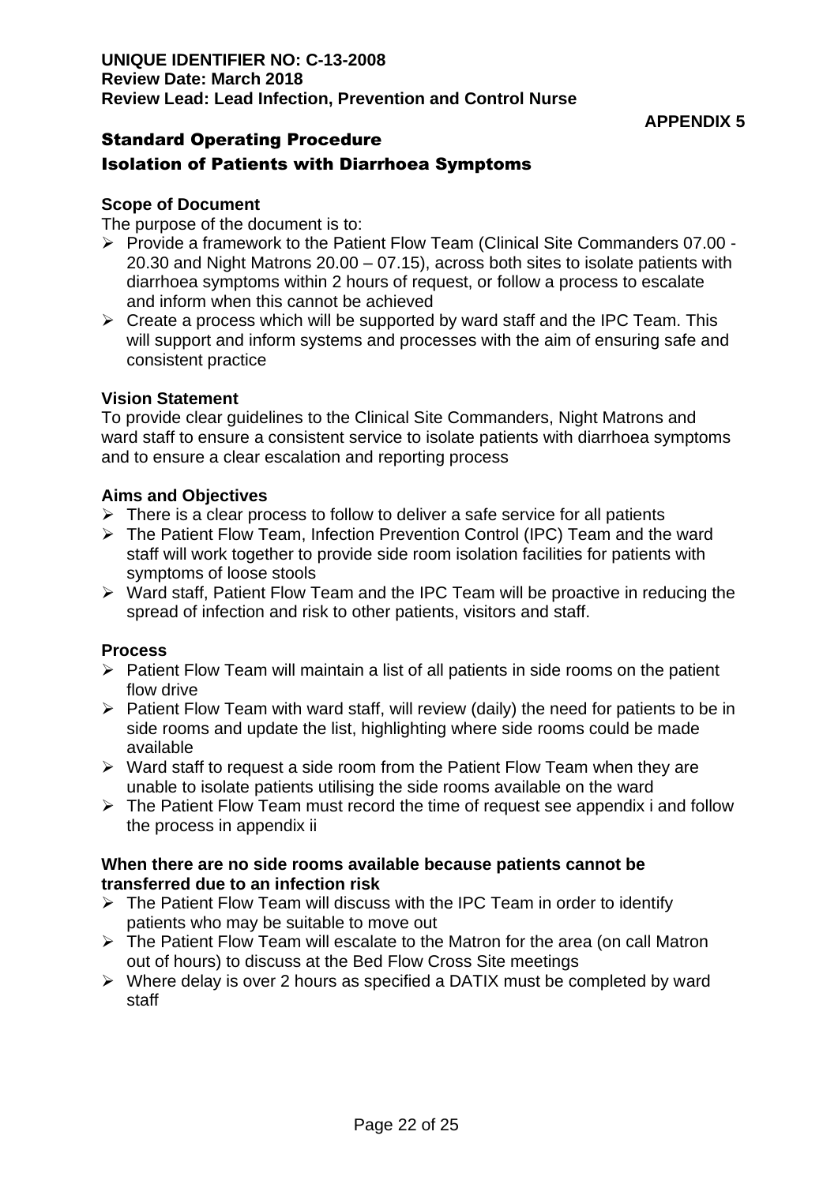**UNIQUE IDENTIFIER NO: C-13-2008**
**Review Date: March 2018**
**Review Lead: Lead Infection, Prevention and Control Nurse**

**APPENDIX 5**

# Standard Operating Procedure
# Isolation of Patients with Diarrhoea Symptoms

**Scope of Document**

The purpose of the document is to:

- Provide a framework to the Patient Flow Team (Clinical Site Commanders 07.00 - 20.30 and Night Matrons 20.00 – 07.15), across both sites to isolate patients with diarrhoea symptoms within 2 hours of request, or follow a process to escalate and inform when this cannot be achieved
- Create a process which will be supported by ward staff and the IPC Team. This will support and inform systems and processes with the aim of ensuring safe and consistent practice

**Vision Statement**

To provide clear guidelines to the Clinical Site Commanders, Night Matrons and ward staff to ensure a consistent service to isolate patients with diarrhoea symptoms and to ensure a clear escalation and reporting process

**Aims and Objectives**

- There is a clear process to follow to deliver a safe service for all patients
- The Patient Flow Team, Infection Prevention Control (IPC) Team and the ward staff will work together to provide side room isolation facilities for patients with symptoms of loose stools
- Ward staff, Patient Flow Team and the IPC Team will be proactive in reducing the spread of infection and risk to other patients, visitors and staff.

**Process**

- Patient Flow Team will maintain a list of all patients in side rooms on the patient flow drive
- Patient Flow Team with ward staff, will review (daily) the need for patients to be in side rooms and update the list, highlighting where side rooms could be made available
- Ward staff to request a side room from the Patient Flow Team when they are unable to isolate patients utilising the side rooms available on the ward
- The Patient Flow Team must record the time of request see appendix i and follow the process in appendix ii

**When there are no side rooms available because patients cannot be transferred due to an infection risk**

- The Patient Flow Team will discuss with the IPC Team in order to identify patients who may be suitable to move out
- The Patient Flow Team will escalate to the Matron for the area (on call Matron out of hours) to discuss at the Bed Flow Cross Site meetings
- Where delay is over 2 hours as specified a DATIX must be completed by ward staff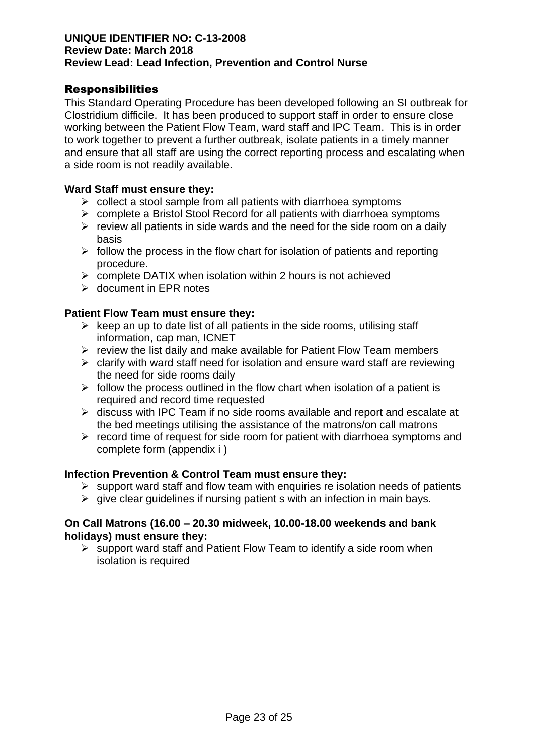**UNIQUE IDENTIFIER NO: C-13-2008**
**Review Date: March 2018**
**Review Lead: Lead Infection, Prevention and Control Nurse**

## Responsibilities

This Standard Operating Procedure has been developed following an SI outbreak for Clostridium difficile. It has been produced to support staff in order to ensure close working between the Patient Flow Team, ward staff and IPC Team. This is in order to work together to prevent a further outbreak, isolate patients in a timely manner and ensure that all staff are using the correct reporting process and escalating when a side room is not readily available.

**Ward Staff must ensure they:**

- collect a stool sample from all patients with diarrhoea symptoms
- complete a Bristol Stool Record for all patients with diarrhoea symptoms
- review all patients in side wards and the need for the side room on a daily basis
- follow the process in the flow chart for isolation of patients and reporting procedure.
- complete DATIX when isolation within 2 hours is not achieved
- document in EPR notes

**Patient Flow Team must ensure they:**

- keep an up to date list of all patients in the side rooms, utilising staff information, cap man, ICNET
- review the list daily and make available for Patient Flow Team members
- clarify with ward staff need for isolation and ensure ward staff are reviewing the need for side rooms daily
- follow the process outlined in the flow chart when isolation of a patient is required and record time requested
- discuss with IPC Team if no side rooms available and report and escalate at the bed meetings utilising the assistance of the matrons/on call matrons
- record time of request for side room for patient with diarrhoea symptoms and complete form (appendix i )

**Infection Prevention & Control Team must ensure they:**

- support ward staff and flow team with enquiries re isolation needs of patients
- give clear guidelines if nursing patient s with an infection in main bays.

**On Call Matrons (16.00 – 20.30 midweek, 10.00-18.00 weekends and bank holidays) must ensure they:**

- support ward staff and Patient Flow Team to identify a side room when isolation is required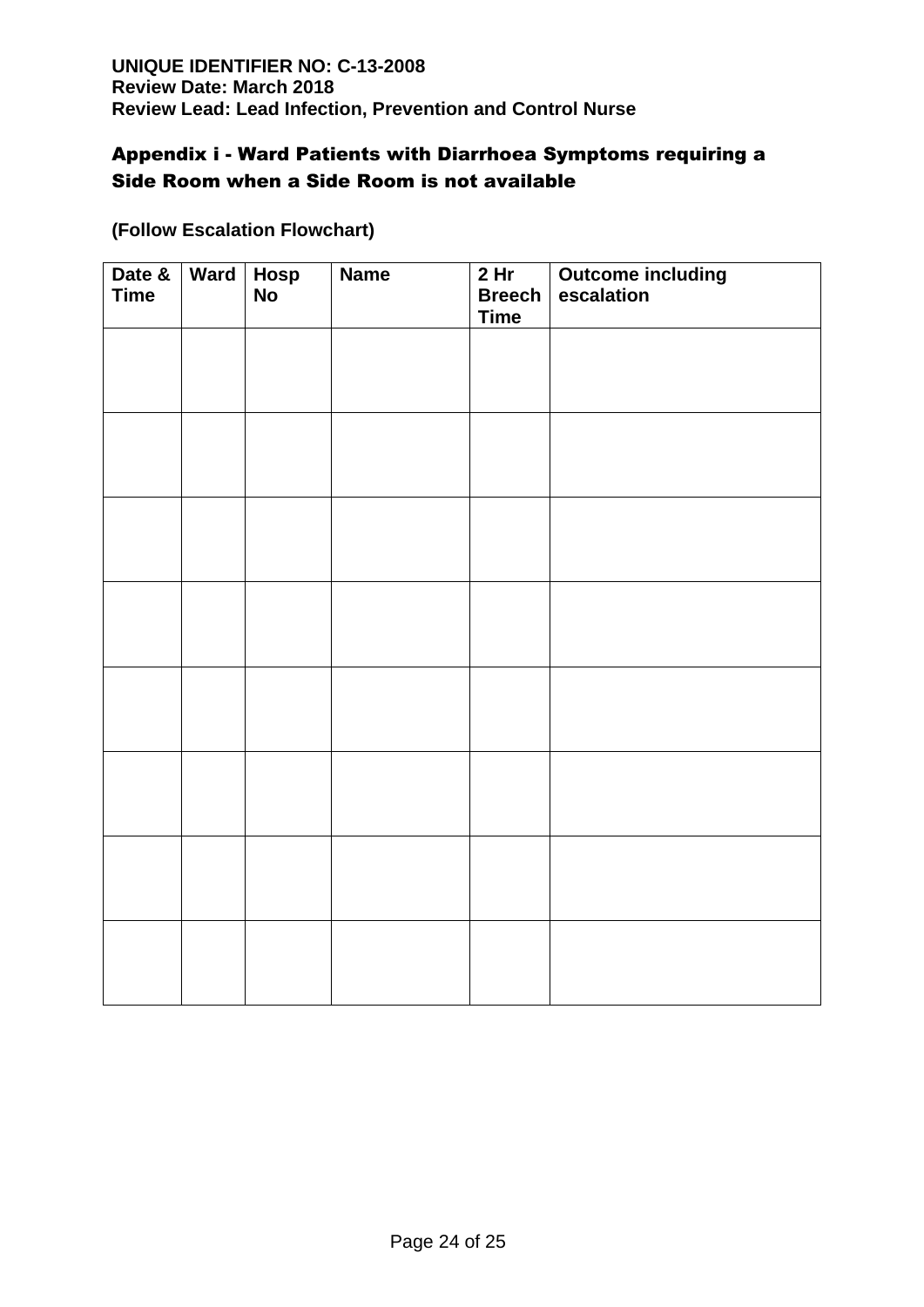**UNIQUE IDENTIFIER NO: C-13-2008**
**Review Date: March 2018**
**Review Lead: Lead Infection, Prevention and Control Nurse**

## Appendix i - Ward Patients with Diarrhoea Symptoms requiring a Side Room when a Side Room is not available

**(Follow Escalation Flowchart)**

| Date & Time | Ward | Hosp No | Name | 2 Hr Breech Time | Outcome including escalation |
|---|---|---|---|---|---|
| | | | | | |
| | | | | | |
| | | | | | |
| | | | | | |
| | | | | | |
| | | | | | |
| | | | | | |
| | | | | | |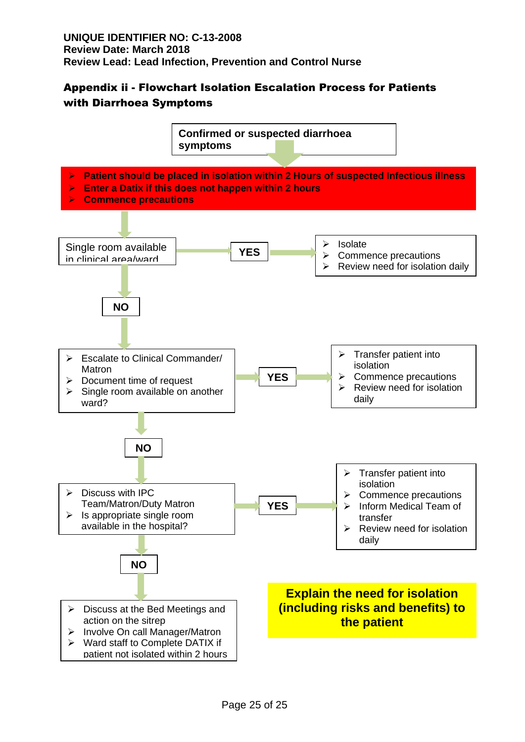**UNIQUE IDENTIFIER NO: C-13-2008**
**Review Date: March 2018**
**Review Lead: Lead Infection, Prevention and Control Nurse**

## Appendix ii - Flowchart Isolation Escalation Process for Patients with Diarrhoea Symptoms

**Confirmed or suspected diarrhoea symptoms**

- **Patient should be placed in isolation within 2 Hours of suspected Infectious illness**
- **Enter a Datix if this does not happen within 2 hours**
- **Commence precautions**

Single room available in clinical area/ward

**YES**

- Isolate
- Commence precautions
- Review need for isolation daily

**NO**

- Escalate to Clinical Commander/ Matron
- Document time of request
- Single room available on another ward?

**YES**

- Transfer patient into isolation
- Commence precautions
- Review need for isolation daily

**NO**

- Discuss with IPC Team/Matron/Duty Matron
- Is appropriate single room available in the hospital?

**YES**

- Transfer patient into isolation
- Commence precautions
- Inform Medical Team of transfer
- Review need for isolation daily

**NO**

- Discuss at the Bed Meetings and action on the sitrep
- Involve On call Manager/Matron
- Ward staff to Complete DATIX if patient not isolated within 2 hours

**Explain the need for isolation (including risks and benefits) to the patient**